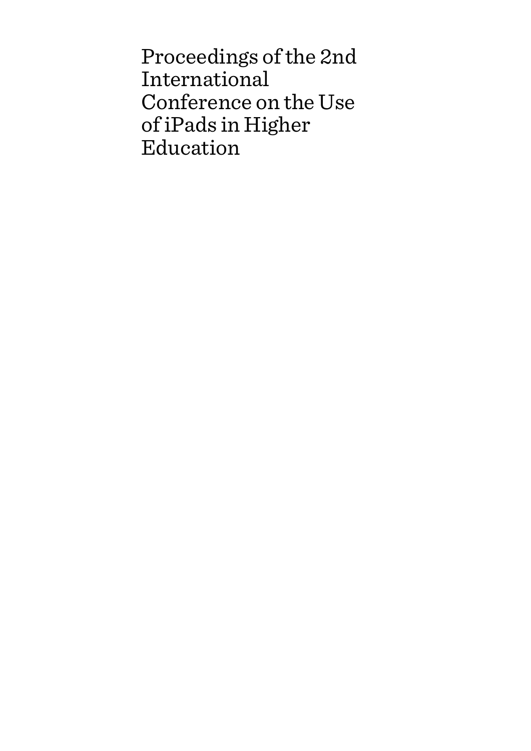# Proceedings of the 2nd International Conference on the Use of iPads in Higher Education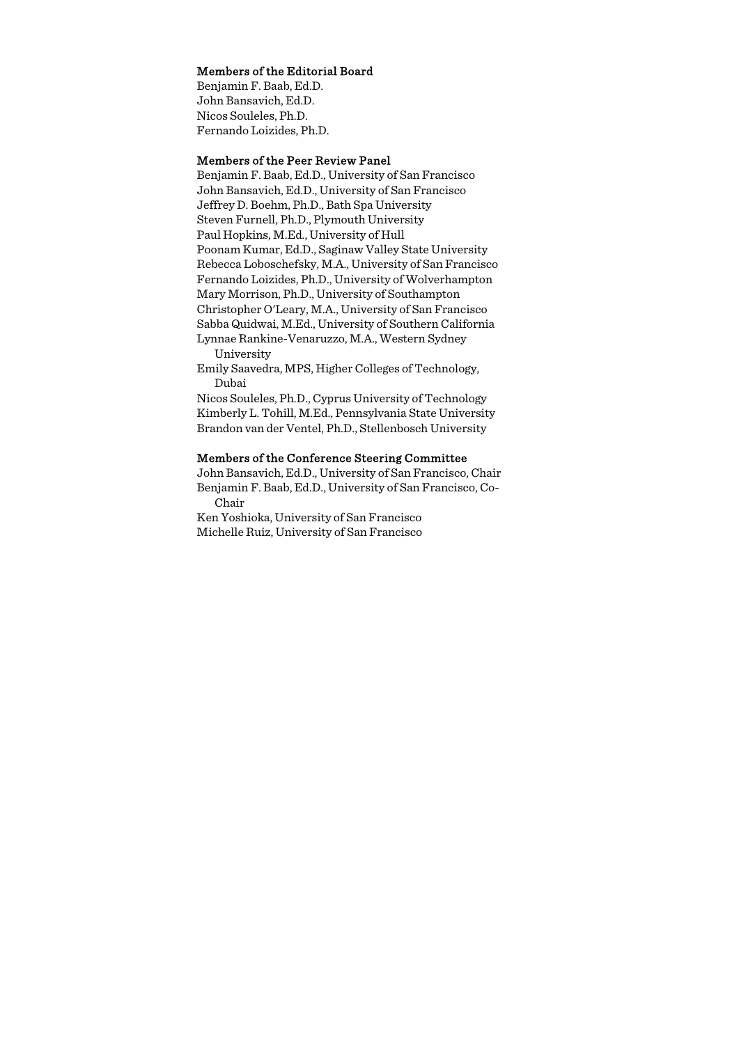### Members of the Editorial Board

Benjamin F. Baab, Ed.D.
John Bansavich, Ed.D.
Nicos Souleles, Ph.D.
Fernando Loizides, Ph.D.

### Members of the Peer Review Panel

Benjamin F. Baab, Ed.D., University of San Francisco
John Bansavich, Ed.D., University of San Francisco
Jeffrey D. Boehm, Ph.D., Bath Spa University
Steven Furnell, Ph.D., Plymouth University
Paul Hopkins, M.Ed., University of Hull
Poonam Kumar, Ed.D., Saginaw Valley State University
Rebecca Loboschefsky, M.A., University of San Francisco
Fernando Loizides, Ph.D., University of Wolverhampton
Mary Morrison, Ph.D., University of Southampton
Christopher O'Leary, M.A., University of San Francisco
Sabba Quidwai, M.Ed., University of Southern California
Lynnae Rankine-Venaruzzo, M.A., Western Sydney University
Emily Saavedra, MPS, Higher Colleges of Technology, Dubai
Nicos Souleles, Ph.D., Cyprus University of Technology
Kimberly L. Tohill, M.Ed., Pennsylvania State University
Brandon van der Ventel, Ph.D., Stellenbosch University

### Members of the Conference Steering Committee

John Bansavich, Ed.D., University of San Francisco, Chair
Benjamin F. Baab, Ed.D., University of San Francisco, Co-Chair
Ken Yoshioka, University of San Francisco
Michelle Ruiz, University of San Francisco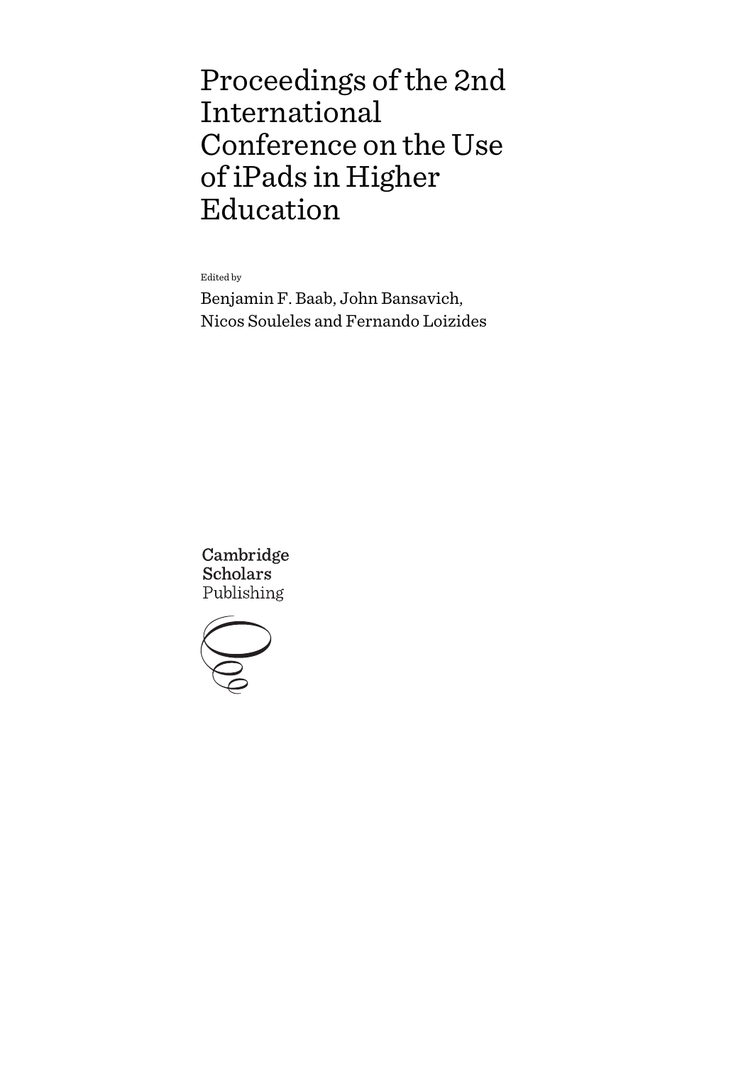# Proceedings of the 2nd International Conference on the Use of iPads in Higher Education

Edited by

Benjamin F. Baab, John Bansavich, Nicos Souleles and Fernando Loizides

Cambridge Scholars Publishing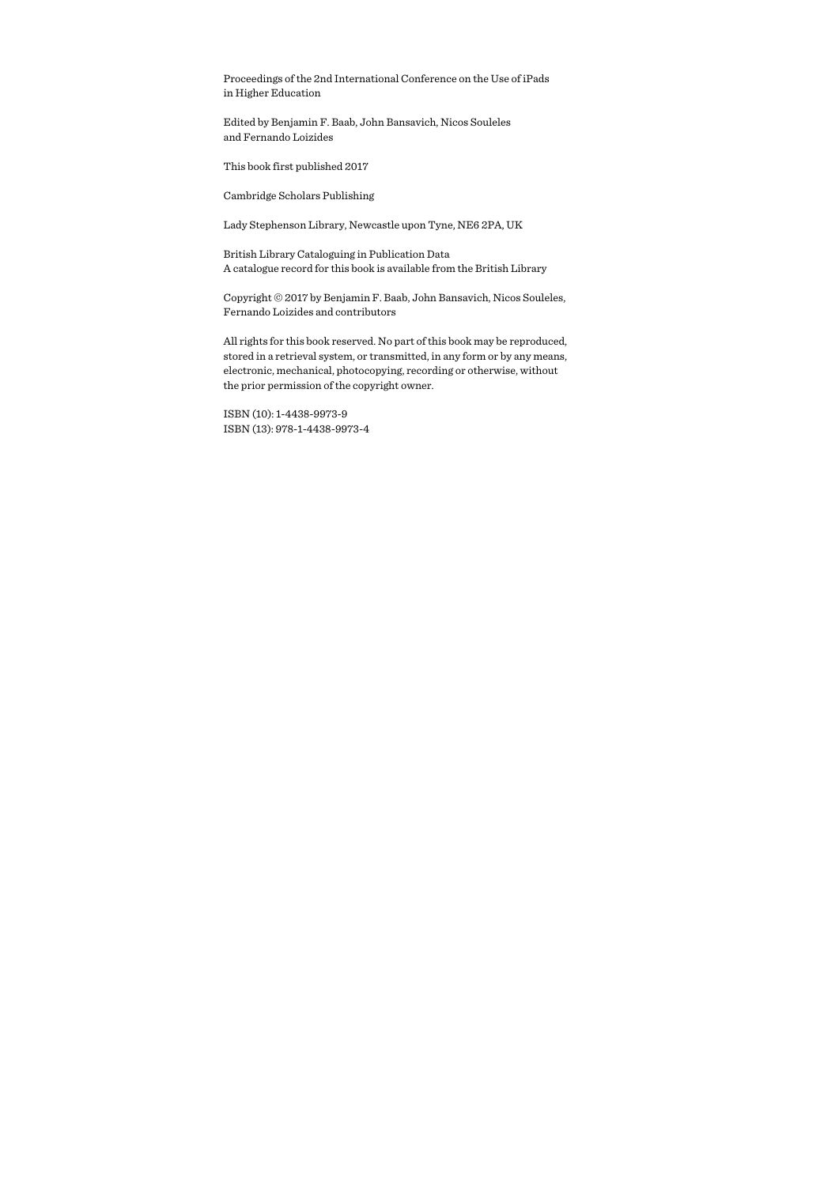Proceedings of the 2nd International Conference on the Use of iPads in Higher Education

Edited by Benjamin F. Baab, John Bansavich, Nicos Souleles and Fernando Loizides

This book first published 2017

Cambridge Scholars Publishing

Lady Stephenson Library, Newcastle upon Tyne, NE6 2PA, UK

British Library Cataloguing in Publication Data
A catalogue record for this book is available from the British Library

Copyright © 2017 by Benjamin F. Baab, John Bansavich, Nicos Souleles, Fernando Loizides and contributors

All rights for this book reserved. No part of this book may be reproduced, stored in a retrieval system, or transmitted, in any form or by any means, electronic, mechanical, photocopying, recording or otherwise, without the prior permission of the copyright owner.

ISBN (10): 1-4438-9973-9
ISBN (13): 978-1-4438-9973-4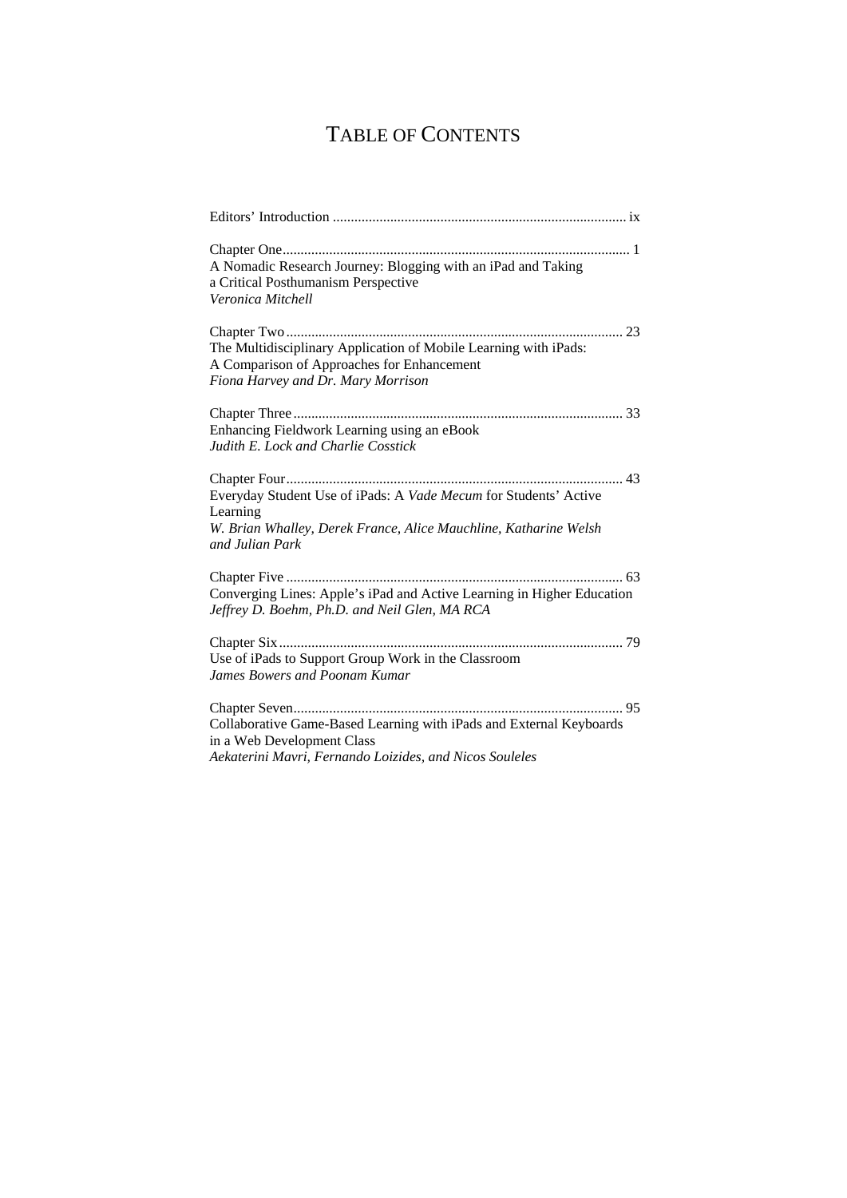# TABLE OF CONTENTS

Editors' Introduction ................................................................................. ix

Chapter One................................................................................................ 1
A Nomadic Research Journey: Blogging with an iPad and Taking a Critical Posthumanism Perspective
*Veronica Mitchell*

Chapter Two ............................................................................................. 23
The Multidisciplinary Application of Mobile Learning with iPads: A Comparison of Approaches for Enhancement
*Fiona Harvey and Dr. Mary Morrison*

Chapter Three ........................................................................................... 33
Enhancing Fieldwork Learning using an eBook
*Judith E. Lock and Charlie Cosstick*

Chapter Four............................................................................................. 43
Everyday Student Use of iPads: A *Vade Mecum* for Students' Active Learning
*W. Brian Whalley, Derek France, Alice Mauchline, Katharine Welsh and Julian Park*

Chapter Five ............................................................................................. 63
Converging Lines: Apple's iPad and Active Learning in Higher Education
*Jeffrey D. Boehm, Ph.D. and Neil Glen, MA RCA*

Chapter Six............................................................................................... 79
Use of iPads to Support Group Work in the Classroom
*James Bowers and Poonam Kumar*

Chapter Seven........................................................................................... 95
Collaborative Game-Based Learning with iPads and External Keyboards in a Web Development Class
*Aekaterini Mavri, Fernando Loizides, and Nicos Souleles*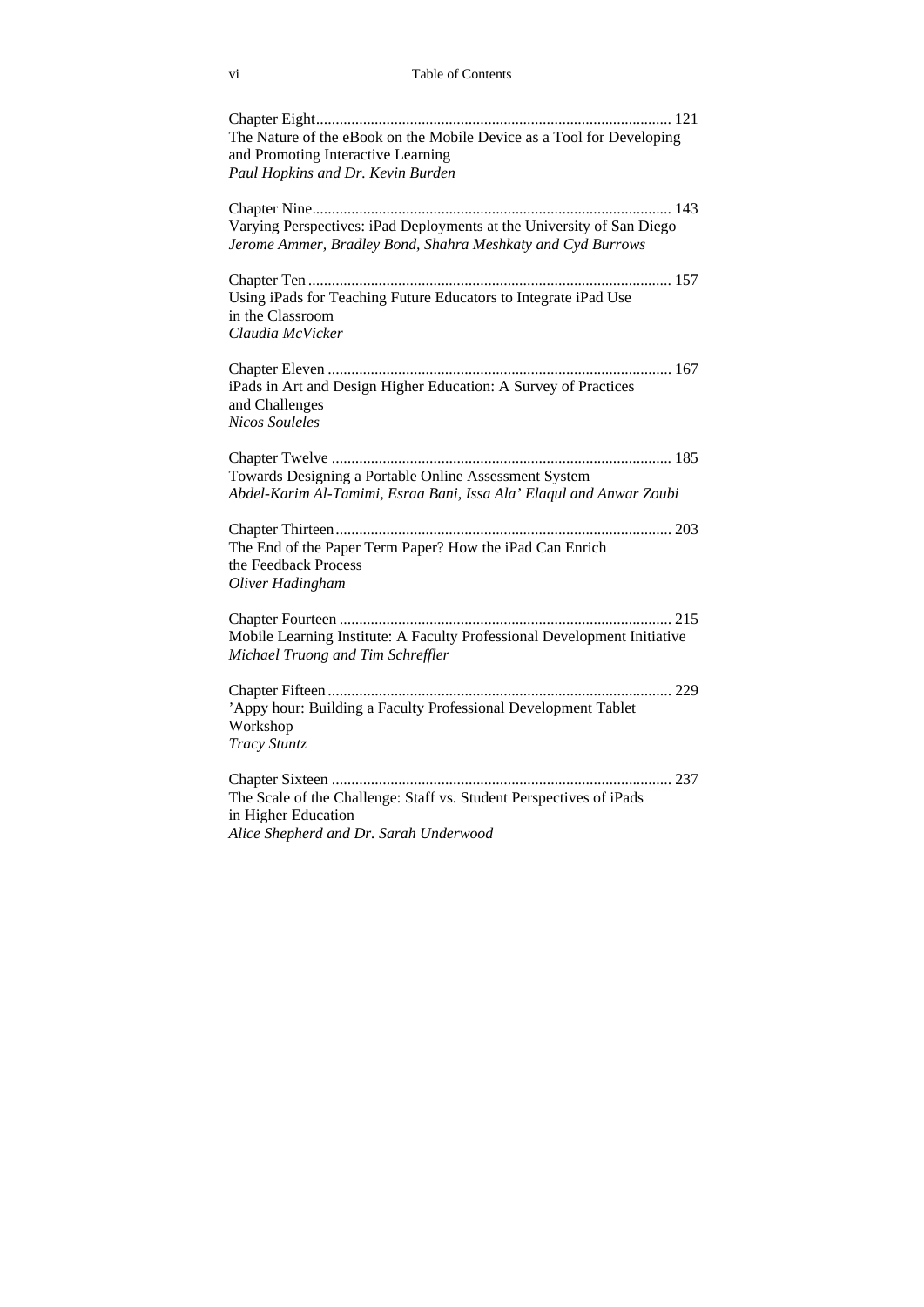Chapter Eight ..... 121
The Nature of the eBook on the Mobile Device as a Tool for Developing and Promoting Interactive Learning
*Paul Hopkins and Dr. Kevin Burden*

Chapter Nine ..... 143
Varying Perspectives: iPad Deployments at the University of San Diego
*Jerome Ammer, Bradley Bond, Shahra Meshkaty and Cyd Burrows*

Chapter Ten ..... 157
Using iPads for Teaching Future Educators to Integrate iPad Use in the Classroom
*Claudia McVicker*

Chapter Eleven ..... 167
iPads in Art and Design Higher Education: A Survey of Practices and Challenges
*Nicos Souleles*

Chapter Twelve ..... 185
Towards Designing a Portable Online Assessment System
*Abdel-Karim Al-Tamimi, Esraa Bani, Issa Ala' Elaqul and Anwar Zoubi*

Chapter Thirteen ..... 203
The End of the Paper Term Paper? How the iPad Can Enrich the Feedback Process
*Oliver Hadingham*

Chapter Fourteen ..... 215
Mobile Learning Institute: A Faculty Professional Development Initiative
*Michael Truong and Tim Schreffler*

Chapter Fifteen ..... 229
'Appy hour: Building a Faculty Professional Development Tablet Workshop
*Tracy Stuntz*

Chapter Sixteen ..... 237
The Scale of the Challenge: Staff vs. Student Perspectives of iPads in Higher Education
*Alice Shepherd and Dr. Sarah Underwood*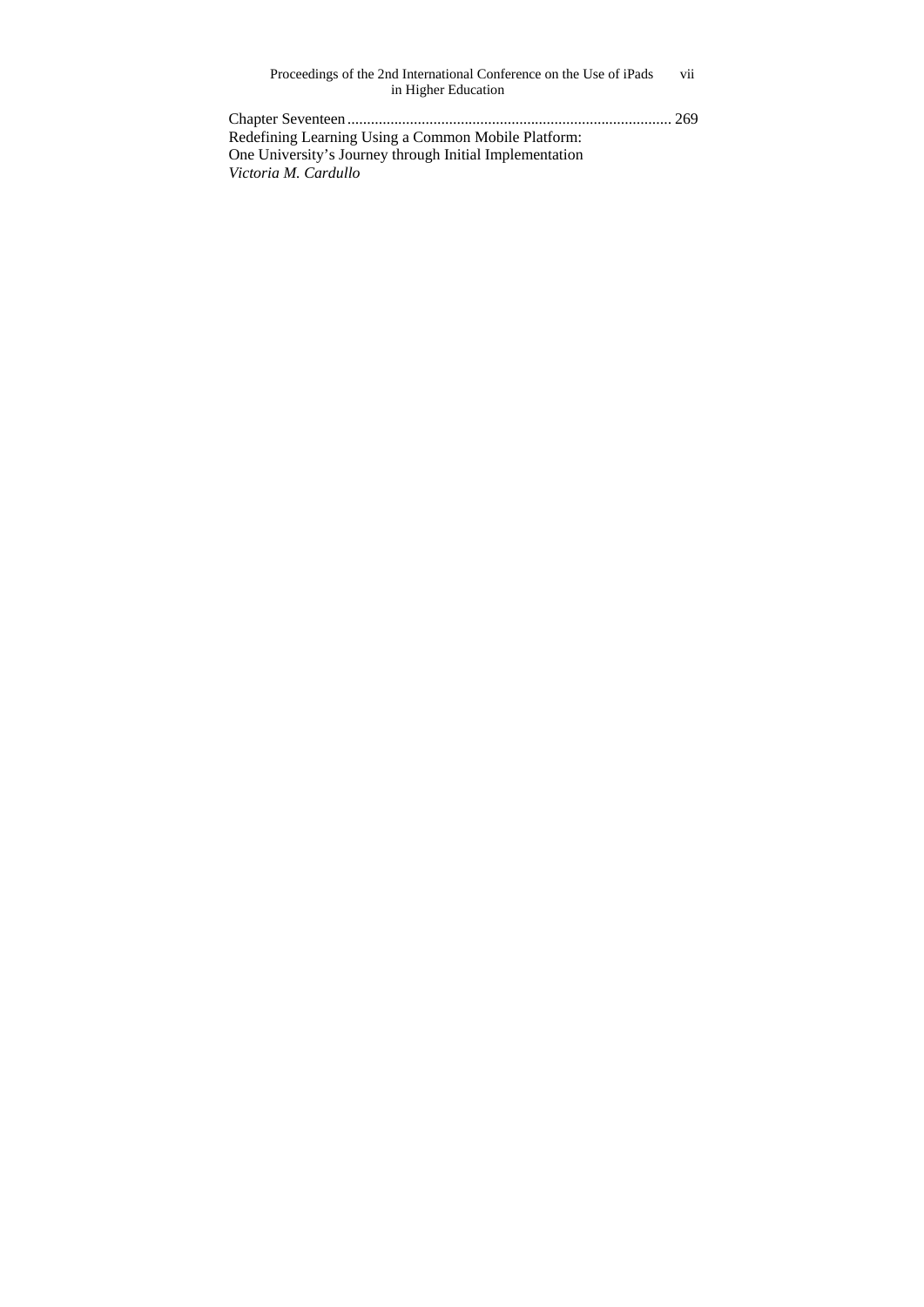Chapter Seventeen .................................................................................. 269
Redefining Learning Using a Common Mobile Platform:
One University's Journey through Initial Implementation
*Victoria M. Cardullo*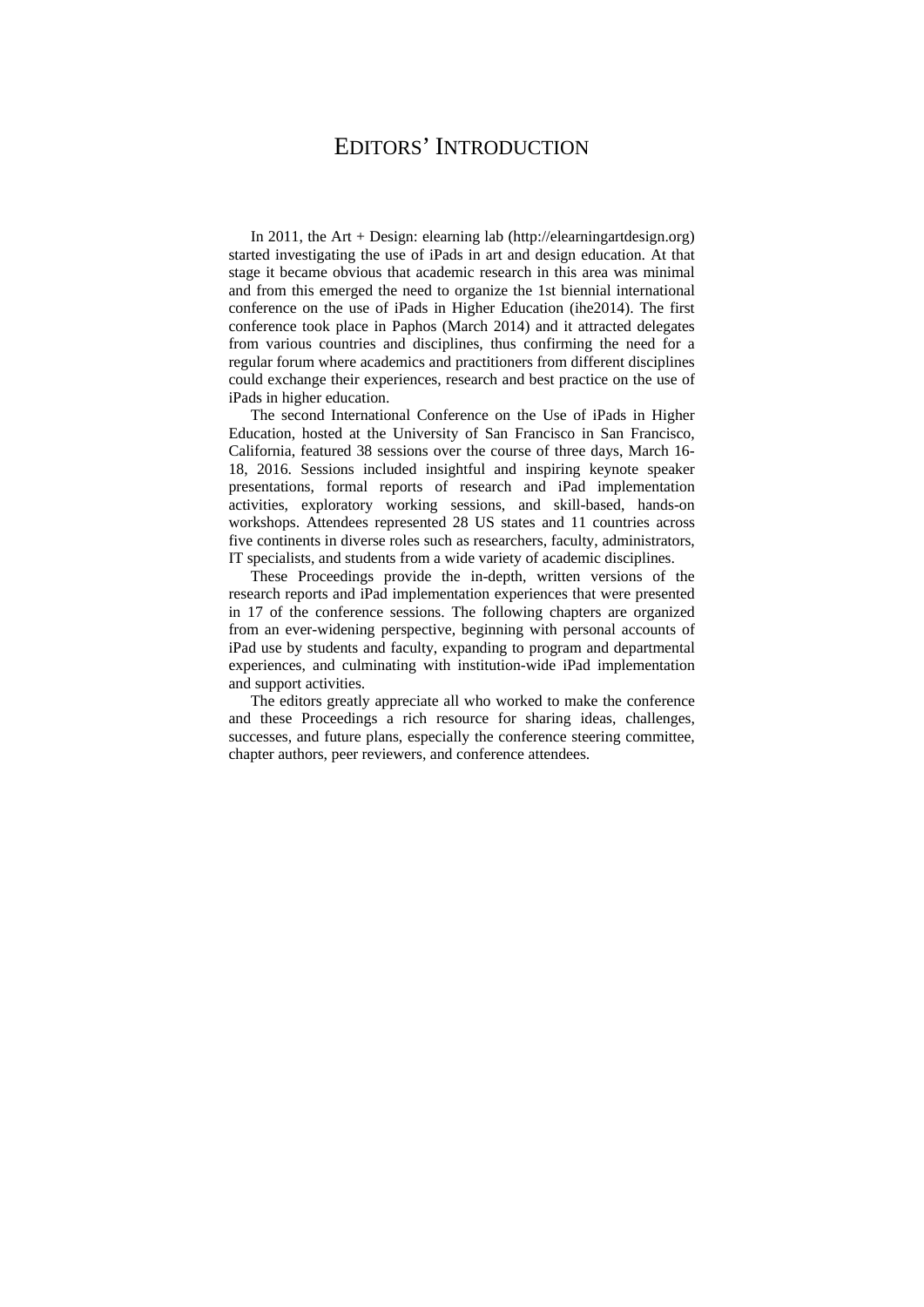# EDITORS' INTRODUCTION

In 2011, the Art + Design: elearning lab (http://elearningartdesign.org) started investigating the use of iPads in art and design education. At that stage it became obvious that academic research in this area was minimal and from this emerged the need to organize the 1st biennial international conference on the use of iPads in Higher Education (ihe2014). The first conference took place in Paphos (March 2014) and it attracted delegates from various countries and disciplines, thus confirming the need for a regular forum where academics and practitioners from different disciplines could exchange their experiences, research and best practice on the use of iPads in higher education.

The second International Conference on the Use of iPads in Higher Education, hosted at the University of San Francisco in San Francisco, California, featured 38 sessions over the course of three days, March 16-18, 2016. Sessions included insightful and inspiring keynote speaker presentations, formal reports of research and iPad implementation activities, exploratory working sessions, and skill-based, hands-on workshops. Attendees represented 28 US states and 11 countries across five continents in diverse roles such as researchers, faculty, administrators, IT specialists, and students from a wide variety of academic disciplines.

These Proceedings provide the in-depth, written versions of the research reports and iPad implementation experiences that were presented in 17 of the conference sessions. The following chapters are organized from an ever-widening perspective, beginning with personal accounts of iPad use by students and faculty, expanding to program and departmental experiences, and culminating with institution-wide iPad implementation and support activities.

The editors greatly appreciate all who worked to make the conference and these Proceedings a rich resource for sharing ideas, challenges, successes, and future plans, especially the conference steering committee, chapter authors, peer reviewers, and conference attendees.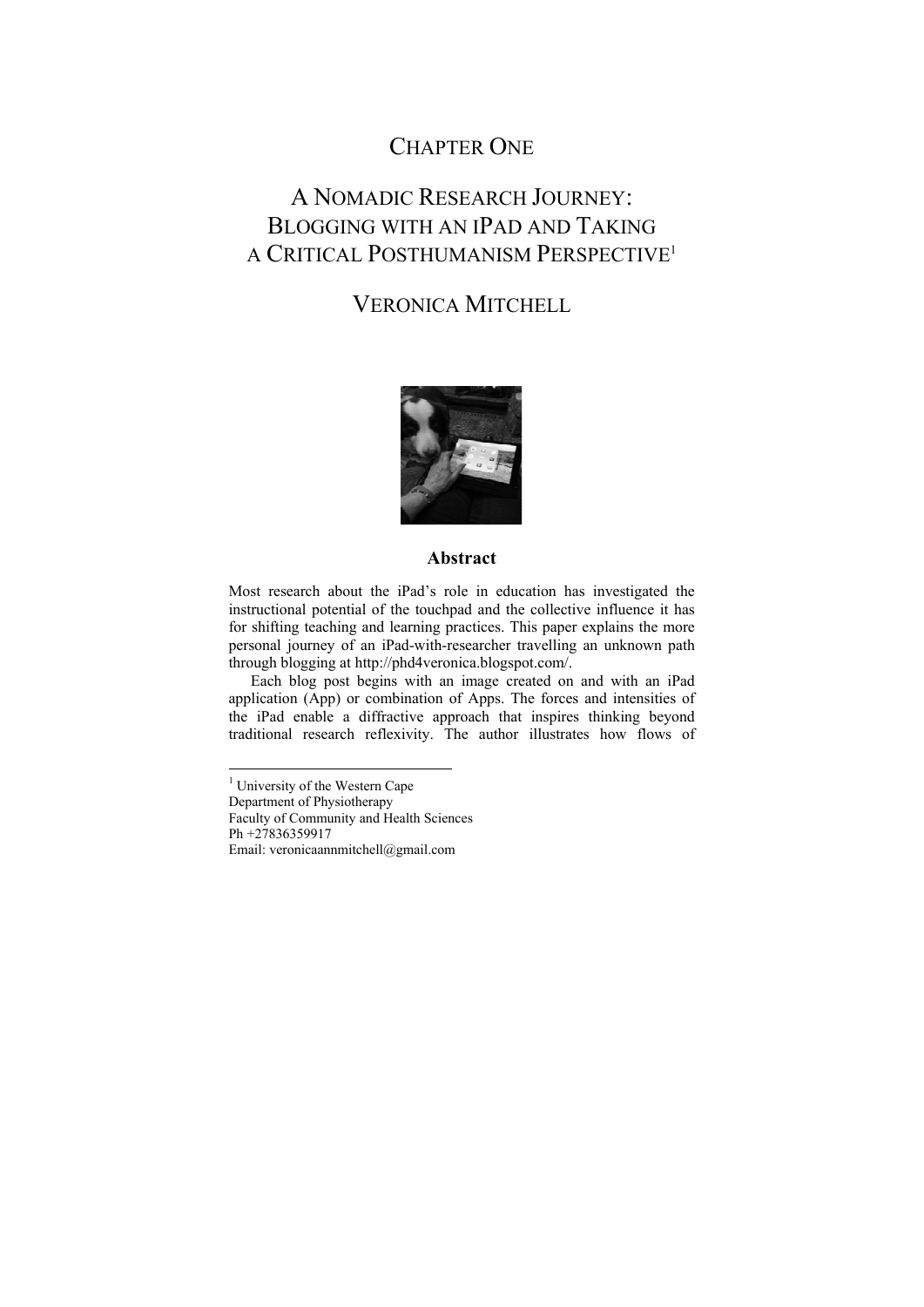# CHAPTER ONE

# A NOMADIC RESEARCH JOURNEY: BLOGGING WITH AN IPAD AND TAKING A CRITICAL POSTHUMANISM PERSPECTIVE[1]

## VERONICA MITCHELL

### Abstract

Most research about the iPad's role in education has investigated the instructional potential of the touchpad and the collective influence it has for shifting teaching and learning practices. This paper explains the more personal journey of an iPad-with-researcher travelling an unknown path through blogging at http://phd4veronica.blogspot.com/.

Each blog post begins with an image created on and with an iPad application (App) or combination of Apps. The forces and intensities of the iPad enable a diffractive approach that inspires thinking beyond traditional research reflexivity. The author illustrates how flows of

---

[1] University of the Western Cape
Department of Physiotherapy
Faculty of Community and Health Sciences
Ph +27836359917
Email: veronicaannmitchell@gmail.com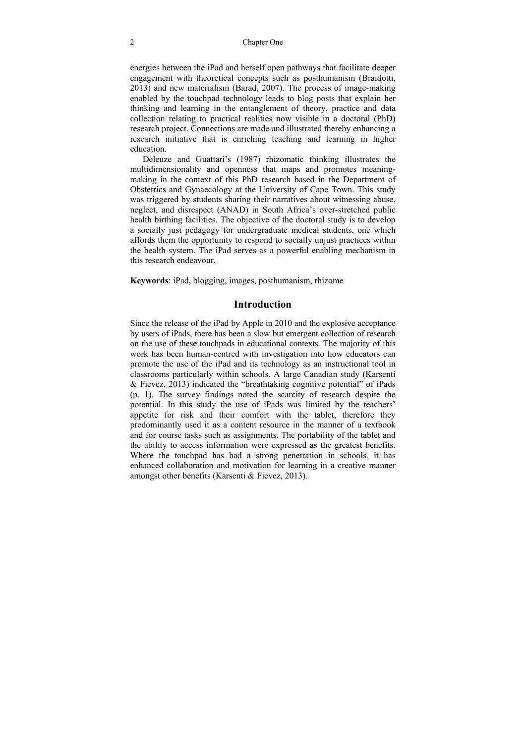energies between the iPad and herself open pathways that facilitate deeper engagement with theoretical concepts such as posthumanism (Braidotti, 2013) and new materialism (Barad, 2007). The process of image-making enabled by the touchpad technology leads to blog posts that explain her thinking and learning in the entanglement of theory, practice and data collection relating to practical realities now visible in a doctoral (PhD) research project. Connections are made and illustrated thereby enhancing a research initiative that is enriching teaching and learning in higher education.

Deleuze and Guattari's (1987) rhizomatic thinking illustrates the multidimensionality and openness that maps and promotes meaning-making in the context of this PhD research based in the Department of Obstetrics and Gynaecology at the University of Cape Town. This study was triggered by students sharing their narratives about witnessing abuse, neglect, and disrespect (ANAD) in South Africa's over-stretched public health birthing facilities. The objective of the doctoral study is to develop a socially just pedagogy for undergraduate medical students, one which affords them the opportunity to respond to socially unjust practices within the health system. The iPad serves as a powerful enabling mechanism in this research endeavour.

**Keywords**: iPad, blogging, images, posthumanism, rhizome

## Introduction

Since the release of the iPad by Apple in 2010 and the explosive acceptance by users of iPads, there has been a slow but emergent collection of research on the use of these touchpads in educational contexts. The majority of this work has been human-centred with investigation into how educators can promote the use of the iPad and its technology as an instructional tool in classrooms particularly within schools. A large Canadian study (Karsenti & Fievez, 2013) indicated the "breathtaking cognitive potential" of iPads (p. 1). The survey findings noted the scarcity of research despite the potential. In this study the use of iPads was limited by the teachers' appetite for risk and their comfort with the tablet, therefore they predominantly used it as a content resource in the manner of a textbook and for course tasks such as assignments. The portability of the tablet and the ability to access information were expressed as the greatest benefits. Where the touchpad has had a strong penetration in schools, it has enhanced collaboration and motivation for learning in a creative manner amongst other benefits (Karsenti & Fievez, 2013).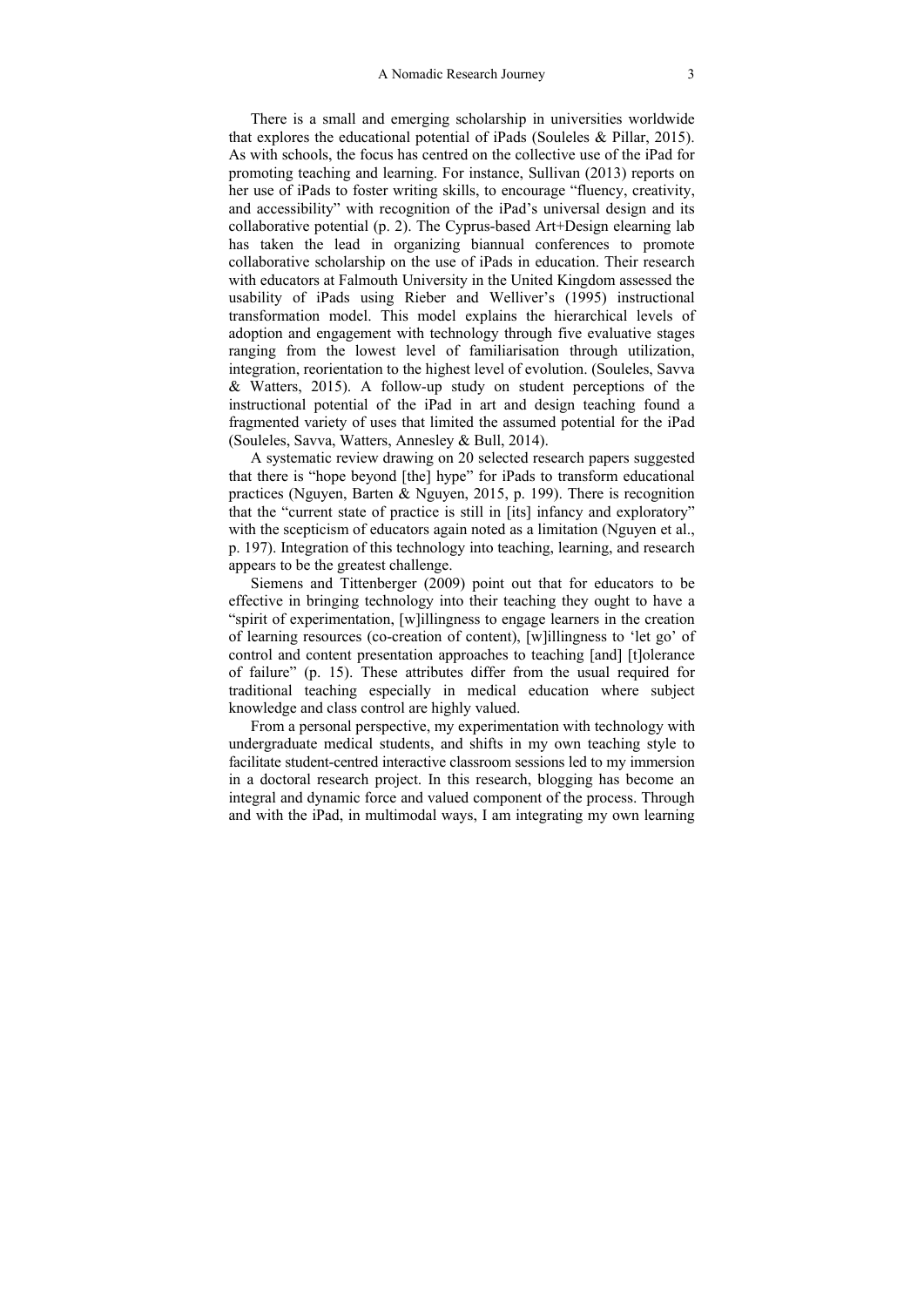There is a small and emerging scholarship in universities worldwide that explores the educational potential of iPads (Souleles & Pillar, 2015). As with schools, the focus has centred on the collective use of the iPad for promoting teaching and learning. For instance, Sullivan (2013) reports on her use of iPads to foster writing skills, to encourage "fluency, creativity, and accessibility" with recognition of the iPad's universal design and its collaborative potential (p. 2). The Cyprus-based Art+Design elearning lab has taken the lead in organizing biannual conferences to promote collaborative scholarship on the use of iPads in education. Their research with educators at Falmouth University in the United Kingdom assessed the usability of iPads using Rieber and Welliver's (1995) instructional transformation model. This model explains the hierarchical levels of adoption and engagement with technology through five evaluative stages ranging from the lowest level of familiarisation through utilization, integration, reorientation to the highest level of evolution. (Souleles, Savva & Watters, 2015). A follow-up study on student perceptions of the instructional potential of the iPad in art and design teaching found a fragmented variety of uses that limited the assumed potential for the iPad (Souleles, Savva, Watters, Annesley & Bull, 2014).

A systematic review drawing on 20 selected research papers suggested that there is "hope beyond [the] hype" for iPads to transform educational practices (Nguyen, Barten & Nguyen, 2015, p. 199). There is recognition that the "current state of practice is still in [its] infancy and exploratory" with the scepticism of educators again noted as a limitation (Nguyen et al., p. 197). Integration of this technology into teaching, learning, and research appears to be the greatest challenge.

Siemens and Tittenberger (2009) point out that for educators to be effective in bringing technology into their teaching they ought to have a "spirit of experimentation, [w]illingness to engage learners in the creation of learning resources (co-creation of content), [w]illingness to 'let go' of control and content presentation approaches to teaching [and] [t]olerance of failure" (p. 15). These attributes differ from the usual required for traditional teaching especially in medical education where subject knowledge and class control are highly valued.

From a personal perspective, my experimentation with technology with undergraduate medical students, and shifts in my own teaching style to facilitate student-centred interactive classroom sessions led to my immersion in a doctoral research project. In this research, blogging has become an integral and dynamic force and valued component of the process. Through and with the iPad, in multimodal ways, I am integrating my own learning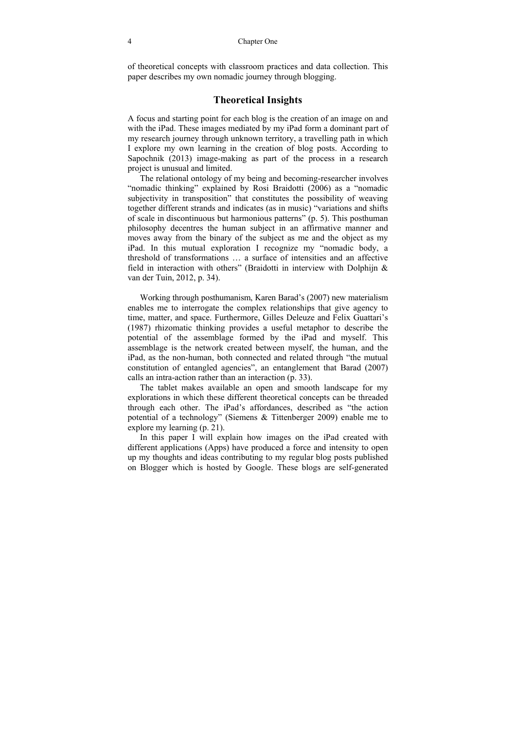of theoretical concepts with classroom practices and data collection. This paper describes my own nomadic journey through blogging.

## Theoretical Insights

A focus and starting point for each blog is the creation of an image on and with the iPad. These images mediated by my iPad form a dominant part of my research journey through unknown territory, a travelling path in which I explore my own learning in the creation of blog posts. According to Sapochnik (2013) image-making as part of the process in a research project is unusual and limited.

The relational ontology of my being and becoming-researcher involves "nomadic thinking" explained by Rosi Braidotti (2006) as a "nomadic subjectivity in transposition" that constitutes the possibility of weaving together different strands and indicates (as in music) "variations and shifts of scale in discontinuous but harmonious patterns" (p. 5). This posthuman philosophy decentres the human subject in an affirmative manner and moves away from the binary of the subject as me and the object as my iPad. In this mutual exploration I recognize my "nomadic body, a threshold of transformations … a surface of intensities and an affective field in interaction with others" (Braidotti in interview with Dolphijn & van der Tuin, 2012, p. 34).

Working through posthumanism, Karen Barad's (2007) new materialism enables me to interrogate the complex relationships that give agency to time, matter, and space. Furthermore, Gilles Deleuze and Felix Guattari's (1987) rhizomatic thinking provides a useful metaphor to describe the potential of the assemblage formed by the iPad and myself. This assemblage is the network created between myself, the human, and the iPad, as the non-human, both connected and related through "the mutual constitution of entangled agencies", an entanglement that Barad (2007) calls an intra-action rather than an interaction (p. 33).

The tablet makes available an open and smooth landscape for my explorations in which these different theoretical concepts can be threaded through each other. The iPad's affordances, described as "the action potential of a technology" (Siemens & Tittenberger 2009) enable me to explore my learning (p. 21).

In this paper I will explain how images on the iPad created with different applications (Apps) have produced a force and intensity to open up my thoughts and ideas contributing to my regular blog posts published on Blogger which is hosted by Google. These blogs are self-generated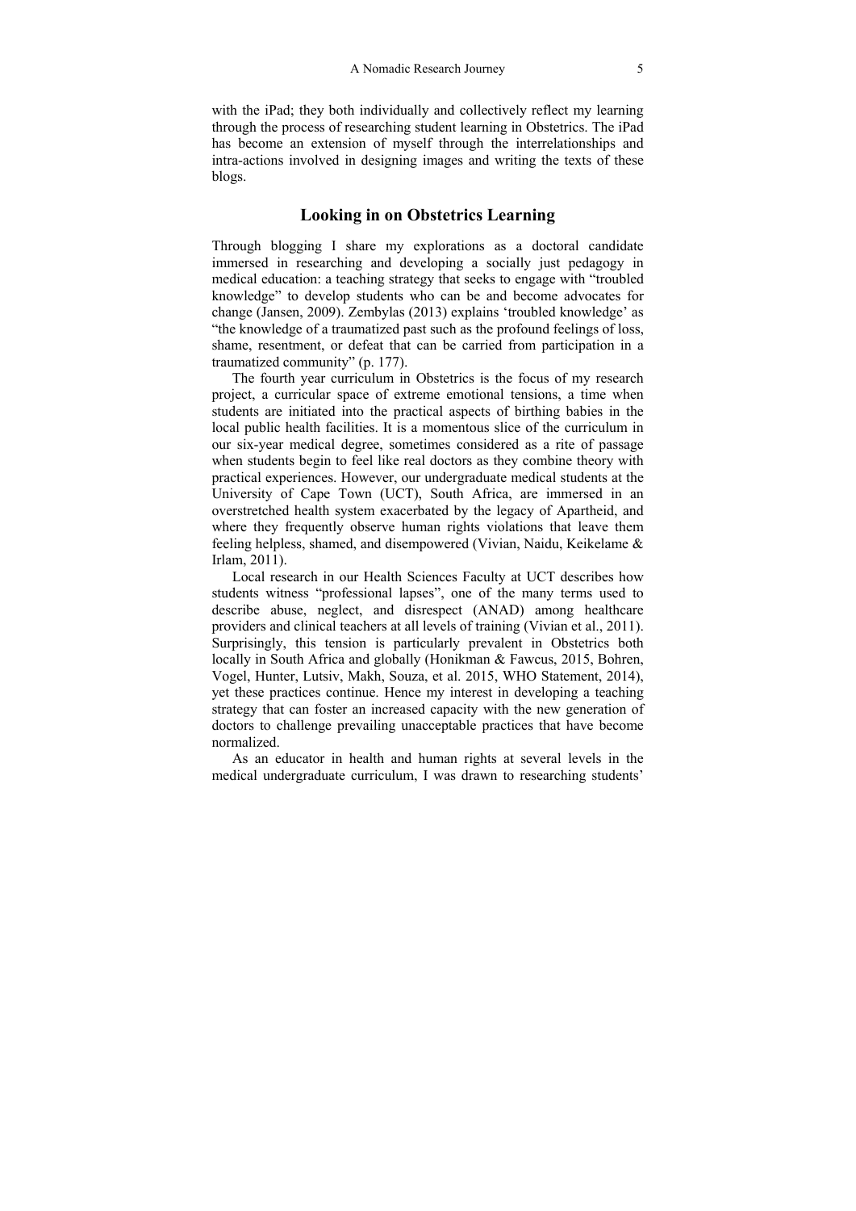with the iPad; they both individually and collectively reflect my learning through the process of researching student learning in Obstetrics. The iPad has become an extension of myself through the interrelationships and intra-actions involved in designing images and writing the texts of these blogs.

## Looking in on Obstetrics Learning

Through blogging I share my explorations as a doctoral candidate immersed in researching and developing a socially just pedagogy in medical education: a teaching strategy that seeks to engage with "troubled knowledge" to develop students who can be and become advocates for change (Jansen, 2009). Zembylas (2013) explains 'troubled knowledge' as "the knowledge of a traumatized past such as the profound feelings of loss, shame, resentment, or defeat that can be carried from participation in a traumatized community" (p. 177).

The fourth year curriculum in Obstetrics is the focus of my research project, a curricular space of extreme emotional tensions, a time when students are initiated into the practical aspects of birthing babies in the local public health facilities. It is a momentous slice of the curriculum in our six-year medical degree, sometimes considered as a rite of passage when students begin to feel like real doctors as they combine theory with practical experiences. However, our undergraduate medical students at the University of Cape Town (UCT), South Africa, are immersed in an overstretched health system exacerbated by the legacy of Apartheid, and where they frequently observe human rights violations that leave them feeling helpless, shamed, and disempowered (Vivian, Naidu, Keikelame & Irlam, 2011).

Local research in our Health Sciences Faculty at UCT describes how students witness "professional lapses", one of the many terms used to describe abuse, neglect, and disrespect (ANAD) among healthcare providers and clinical teachers at all levels of training (Vivian et al., 2011). Surprisingly, this tension is particularly prevalent in Obstetrics both locally in South Africa and globally (Honikman & Fawcus, 2015, Bohren, Vogel, Hunter, Lutsiv, Makh, Souza, et al. 2015, WHO Statement, 2014), yet these practices continue. Hence my interest in developing a teaching strategy that can foster an increased capacity with the new generation of doctors to challenge prevailing unacceptable practices that have become normalized.

As an educator in health and human rights at several levels in the medical undergraduate curriculum, I was drawn to researching students'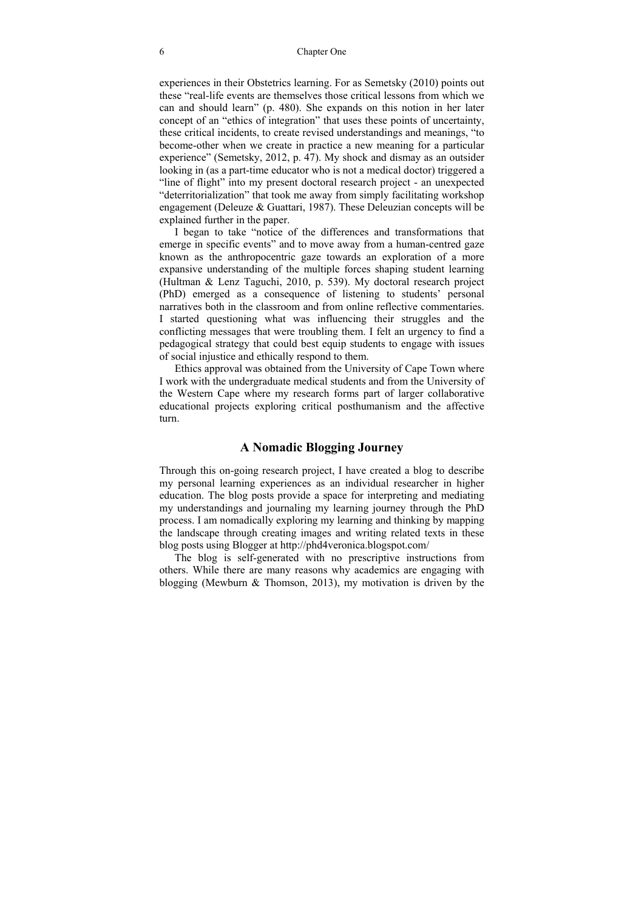experiences in their Obstetrics learning. For as Semetsky (2010) points out these "real-life events are themselves those critical lessons from which we can and should learn" (p. 480). She expands on this notion in her later concept of an "ethics of integration" that uses these points of uncertainty, these critical incidents, to create revised understandings and meanings, "to become-other when we create in practice a new meaning for a particular experience" (Semetsky, 2012, p. 47). My shock and dismay as an outsider looking in (as a part-time educator who is not a medical doctor) triggered a "line of flight" into my present doctoral research project - an unexpected "deterritorialization" that took me away from simply facilitating workshop engagement (Deleuze & Guattari, 1987). These Deleuzian concepts will be explained further in the paper.

I began to take "notice of the differences and transformations that emerge in specific events" and to move away from a human-centred gaze known as the anthropocentric gaze towards an exploration of a more expansive understanding of the multiple forces shaping student learning (Hultman & Lenz Taguchi, 2010, p. 539). My doctoral research project (PhD) emerged as a consequence of listening to students' personal narratives both in the classroom and from online reflective commentaries. I started questioning what was influencing their struggles and the conflicting messages that were troubling them. I felt an urgency to find a pedagogical strategy that could best equip students to engage with issues of social injustice and ethically respond to them.

Ethics approval was obtained from the University of Cape Town where I work with the undergraduate medical students and from the University of the Western Cape where my research forms part of larger collaborative educational projects exploring critical posthumanism and the affective turn.

## A Nomadic Blogging Journey

Through this on-going research project, I have created a blog to describe my personal learning experiences as an individual researcher in higher education. The blog posts provide a space for interpreting and mediating my understandings and journaling my learning journey through the PhD process. I am nomadically exploring my learning and thinking by mapping the landscape through creating images and writing related texts in these blog posts using Blogger at http://phd4veronica.blogspot.com/

The blog is self-generated with no prescriptive instructions from others. While there are many reasons why academics are engaging with blogging (Mewburn & Thomson, 2013), my motivation is driven by the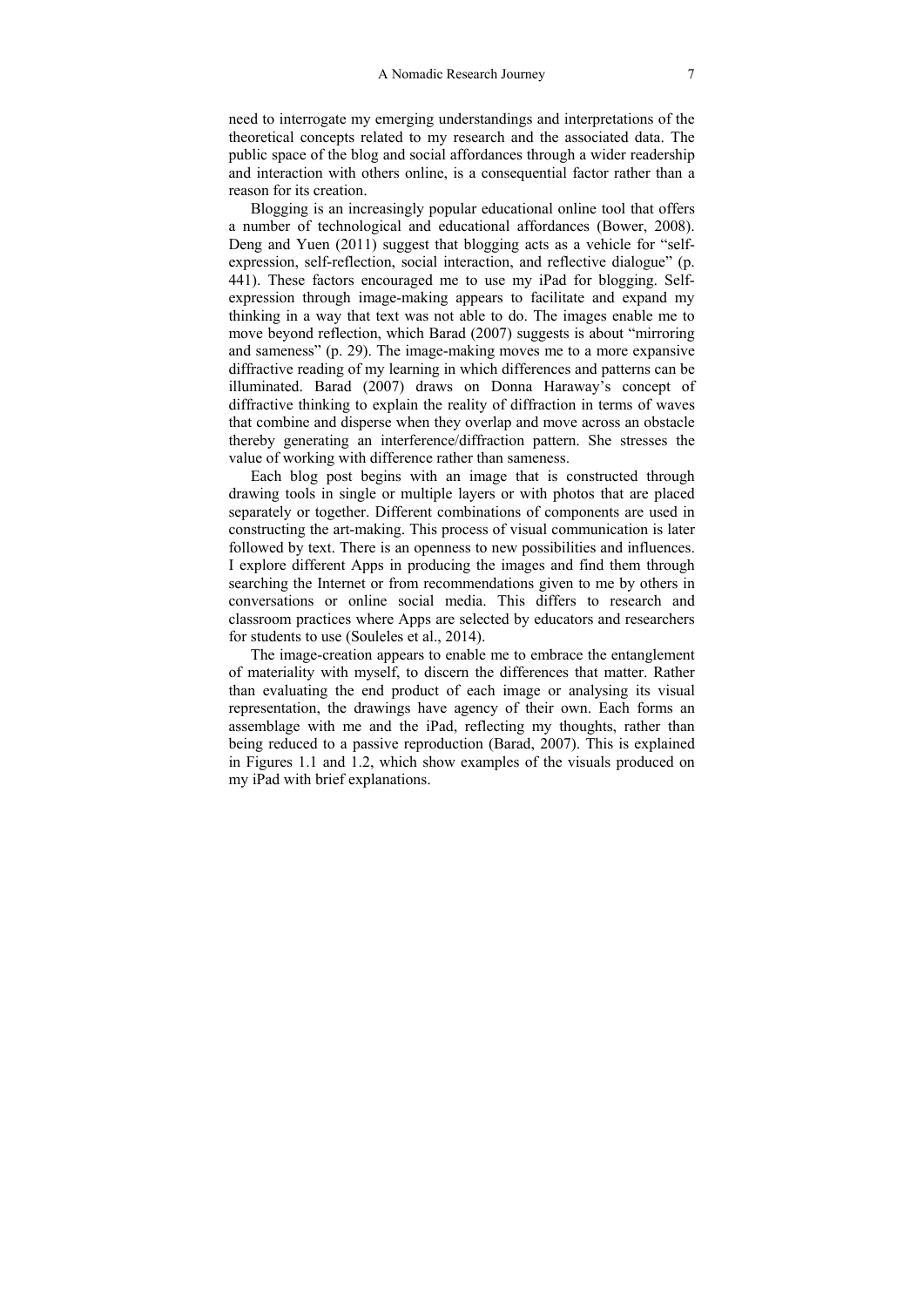need to interrogate my emerging understandings and interpretations of the theoretical concepts related to my research and the associated data. The public space of the blog and social affordances through a wider readership and interaction with others online, is a consequential factor rather than a reason for its creation.

Blogging is an increasingly popular educational online tool that offers a number of technological and educational affordances (Bower, 2008). Deng and Yuen (2011) suggest that blogging acts as a vehicle for "self-expression, self-reflection, social interaction, and reflective dialogue" (p. 441). These factors encouraged me to use my iPad for blogging. Self-expression through image-making appears to facilitate and expand my thinking in a way that text was not able to do. The images enable me to move beyond reflection, which Barad (2007) suggests is about "mirroring and sameness" (p. 29). The image-making moves me to a more expansive diffractive reading of my learning in which differences and patterns can be illuminated. Barad (2007) draws on Donna Haraway's concept of diffractive thinking to explain the reality of diffraction in terms of waves that combine and disperse when they overlap and move across an obstacle thereby generating an interference/diffraction pattern. She stresses the value of working with difference rather than sameness.

Each blog post begins with an image that is constructed through drawing tools in single or multiple layers or with photos that are placed separately or together. Different combinations of components are used in constructing the art-making. This process of visual communication is later followed by text. There is an openness to new possibilities and influences. I explore different Apps in producing the images and find them through searching the Internet or from recommendations given to me by others in conversations or online social media. This differs to research and classroom practices where Apps are selected by educators and researchers for students to use (Souleles et al., 2014).

The image-creation appears to enable me to embrace the entanglement of materiality with myself, to discern the differences that matter. Rather than evaluating the end product of each image or analysing its visual representation, the drawings have agency of their own. Each forms an assemblage with me and the iPad, reflecting my thoughts, rather than being reduced to a passive reproduction (Barad, 2007). This is explained in Figures 1.1 and 1.2, which show examples of the visuals produced on my iPad with brief explanations.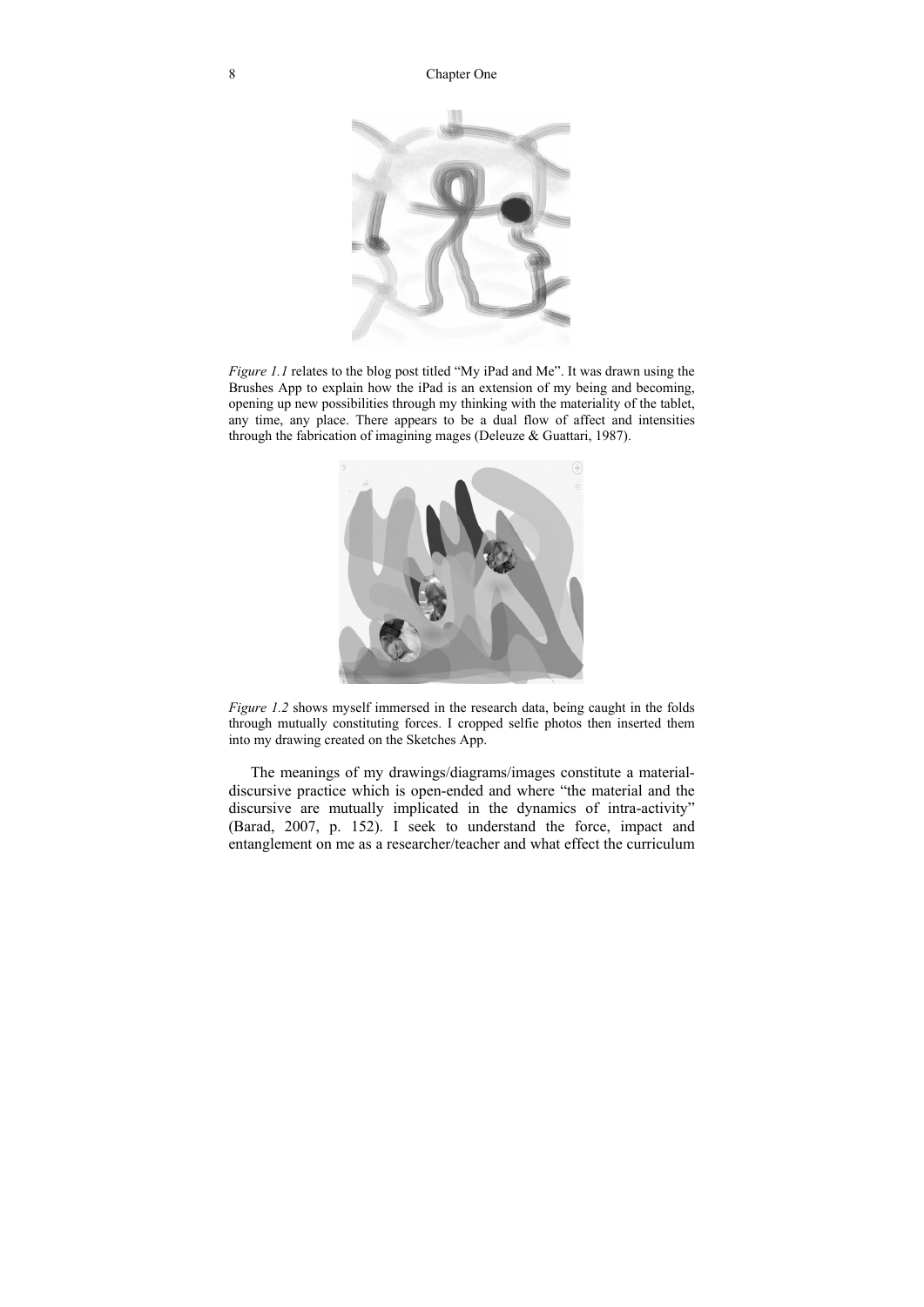*Figure 1.1* relates to the blog post titled "My iPad and Me". It was drawn using the Brushes App to explain how the iPad is an extension of my being and becoming, opening up new possibilities through my thinking with the materiality of the tablet, any time, any place. There appears to be a dual flow of affect and intensities through the fabrication of imagining mages (Deleuze & Guattari, 1987).

*Figure 1.2* shows myself immersed in the research data, being caught in the folds through mutually constituting forces. I cropped selfie photos then inserted them into my drawing created on the Sketches App.

The meanings of my drawings/diagrams/images constitute a material-discursive practice which is open-ended and where "the material and the discursive are mutually implicated in the dynamics of intra-activity" (Barad, 2007, p. 152). I seek to understand the force, impact and entanglement on me as a researcher/teacher and what effect the curriculum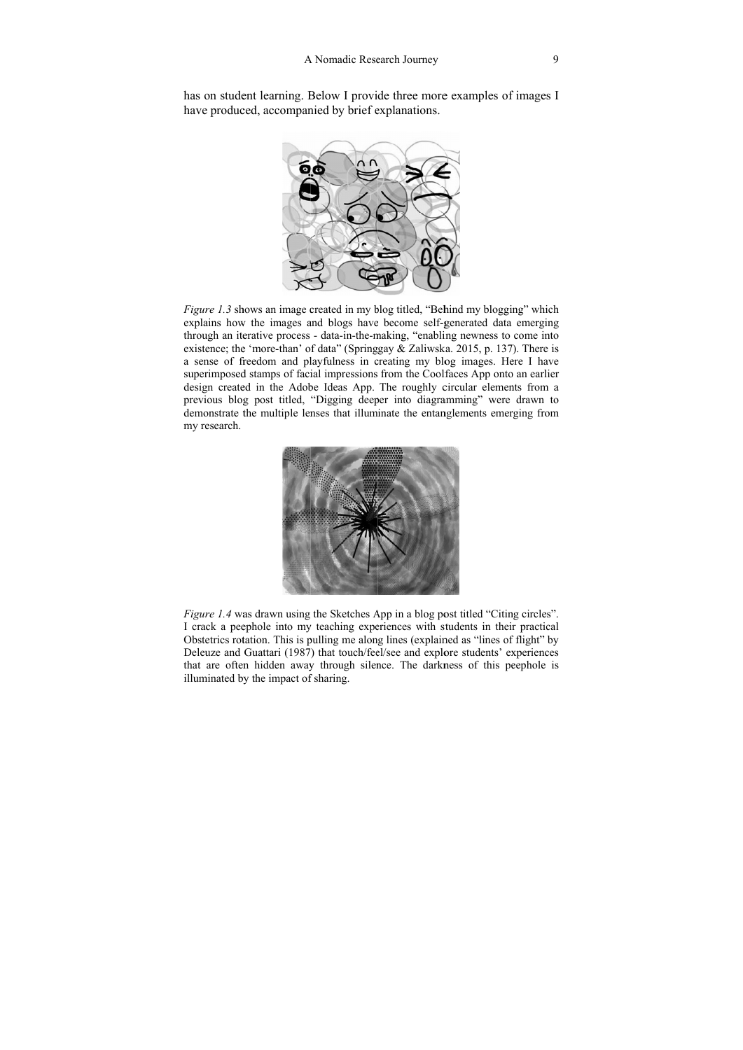has on student learning. Below I provide three more examples of images I have produced, accompanied by brief explanations.

*Figure 1.3* shows an image created in my blog titled, "Behind my blogging" which explains how the images and blogs have become self-generated data emerging through an iterative process - data-in-the-making, "enabling newness to come into existence; the 'more-than' of data" (Springgay & Zaliwska. 2015, p. 137). There is a sense of freedom and playfulness in creating my blog images. Here I have superimposed stamps of facial impressions from the Coolfaces App onto an earlier design created in the Adobe Ideas App. The roughly circular elements from a previous blog post titled, "Digging deeper into diagramming" were drawn to demonstrate the multiple lenses that illuminate the entanglements emerging from my research.

*Figure 1.4* was drawn using the Sketches App in a blog post titled "Citing circles". I crack a peephole into my teaching experiences with students in their practical Obstetrics rotation. This is pulling me along lines (explained as "lines of flight" by Deleuze and Guattari (1987) that touch/feel/see and explore students' experiences that are often hidden away through silence. The darkness of this peephole is illuminated by the impact of sharing.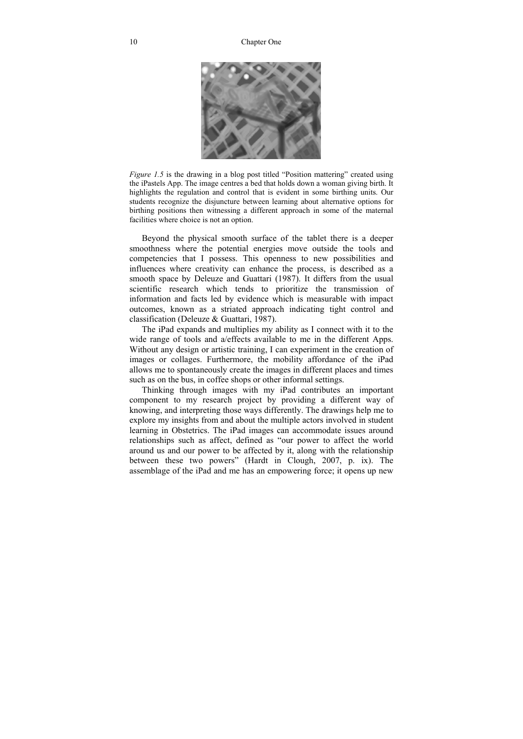*Figure 1.5* is the drawing in a blog post titled "Position mattering" created using the iPastels App. The image centres a bed that holds down a woman giving birth. It highlights the regulation and control that is evident in some birthing units. Our students recognize the disjuncture between learning about alternative options for birthing positions then witnessing a different approach in some of the maternal facilities where choice is not an option.

Beyond the physical smooth surface of the tablet there is a deeper smoothness where the potential energies move outside the tools and competencies that I possess. This openness to new possibilities and influences where creativity can enhance the process, is described as a smooth space by Deleuze and Guattari (1987). It differs from the usual scientific research which tends to prioritize the transmission of information and facts led by evidence which is measurable with impact outcomes, known as a striated approach indicating tight control and classification (Deleuze & Guattari, 1987).

The iPad expands and multiplies my ability as I connect with it to the wide range of tools and a/effects available to me in the different Apps. Without any design or artistic training, I can experiment in the creation of images or collages. Furthermore, the mobility affordance of the iPad allows me to spontaneously create the images in different places and times such as on the bus, in coffee shops or other informal settings.

Thinking through images with my iPad contributes an important component to my research project by providing a different way of knowing, and interpreting those ways differently. The drawings help me to explore my insights from and about the multiple actors involved in student learning in Obstetrics. The iPad images can accommodate issues around relationships such as affect, defined as "our power to affect the world around us and our power to be affected by it, along with the relationship between these two powers" (Hardt in Clough, 2007, p. ix). The assemblage of the iPad and me has an empowering force; it opens up new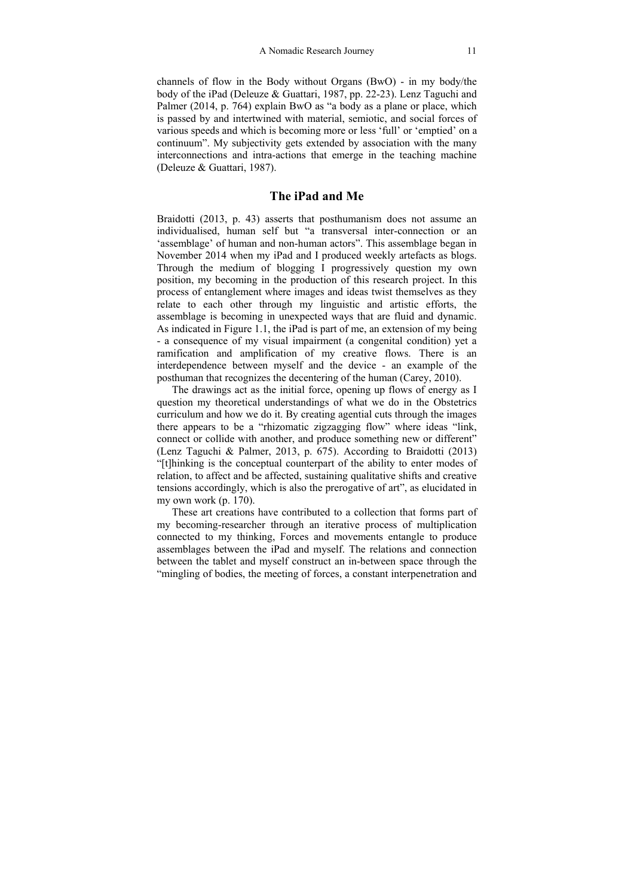channels of flow in the Body without Organs (BwO) - in my body/the body of the iPad (Deleuze & Guattari, 1987, pp. 22-23). Lenz Taguchi and Palmer (2014, p. 764) explain BwO as "a body as a plane or place, which is passed by and intertwined with material, semiotic, and social forces of various speeds and which is becoming more or less 'full' or 'emptied' on a continuum". My subjectivity gets extended by association with the many interconnections and intra-actions that emerge in the teaching machine (Deleuze & Guattari, 1987).

## The iPad and Me

Braidotti (2013, p. 43) asserts that posthumanism does not assume an individualised, human self but "a transversal inter-connection or an 'assemblage' of human and non-human actors". This assemblage began in November 2014 when my iPad and I produced weekly artefacts as blogs. Through the medium of blogging I progressively question my own position, my becoming in the production of this research project. In this process of entanglement where images and ideas twist themselves as they relate to each other through my linguistic and artistic efforts, the assemblage is becoming in unexpected ways that are fluid and dynamic. As indicated in Figure 1.1, the iPad is part of me, an extension of my being - a consequence of my visual impairment (a congenital condition) yet a ramification and amplification of my creative flows. There is an interdependence between myself and the device - an example of the posthuman that recognizes the decentering of the human (Carey, 2010).

The drawings act as the initial force, opening up flows of energy as I question my theoretical understandings of what we do in the Obstetrics curriculum and how we do it. By creating agential cuts through the images there appears to be a "rhizomatic zigzagging flow" where ideas "link, connect or collide with another, and produce something new or different" (Lenz Taguchi & Palmer, 2013, p. 675). According to Braidotti (2013) "[t]hinking is the conceptual counterpart of the ability to enter modes of relation, to affect and be affected, sustaining qualitative shifts and creative tensions accordingly, which is also the prerogative of art", as elucidated in my own work (p. 170).

These art creations have contributed to a collection that forms part of my becoming-researcher through an iterative process of multiplication connected to my thinking, Forces and movements entangle to produce assemblages between the iPad and myself. The relations and connection between the tablet and myself construct an in-between space through the "mingling of bodies, the meeting of forces, a constant interpenetration and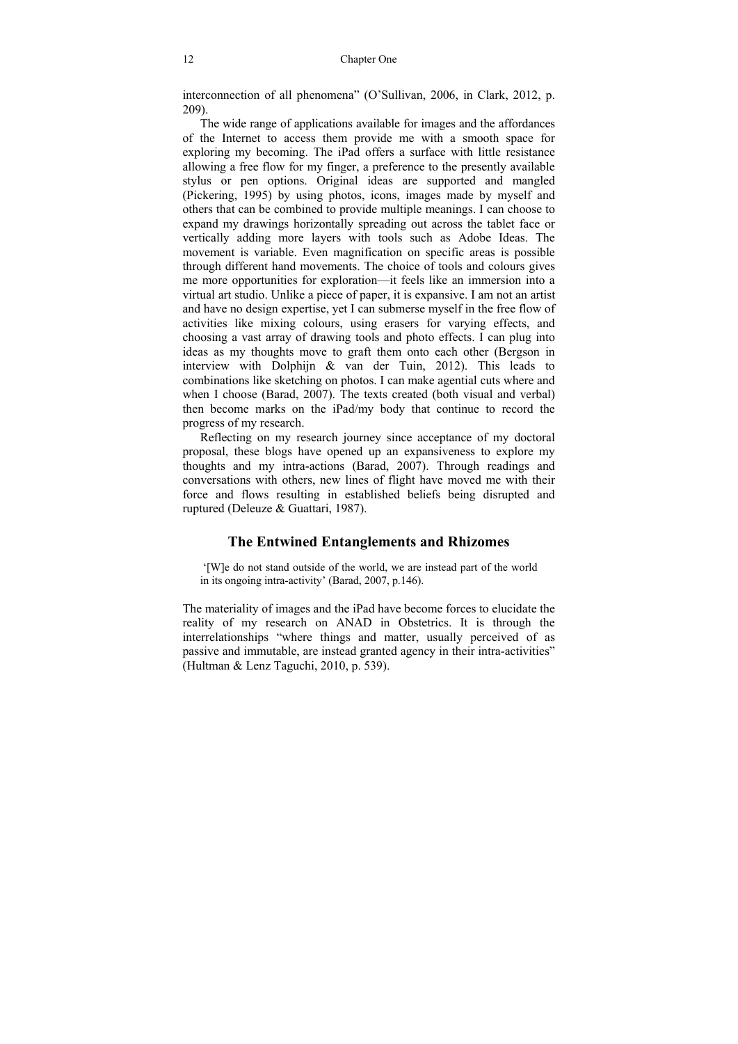interconnection of all phenomena" (O'Sullivan, 2006, in Clark, 2012, p. 209).

The wide range of applications available for images and the affordances of the Internet to access them provide me with a smooth space for exploring my becoming. The iPad offers a surface with little resistance allowing a free flow for my finger, a preference to the presently available stylus or pen options. Original ideas are supported and mangled (Pickering, 1995) by using photos, icons, images made by myself and others that can be combined to provide multiple meanings. I can choose to expand my drawings horizontally spreading out across the tablet face or vertically adding more layers with tools such as Adobe Ideas. The movement is variable. Even magnification on specific areas is possible through different hand movements. The choice of tools and colours gives me more opportunities for exploration—it feels like an immersion into a virtual art studio. Unlike a piece of paper, it is expansive. I am not an artist and have no design expertise, yet I can submerse myself in the free flow of activities like mixing colours, using erasers for varying effects, and choosing a vast array of drawing tools and photo effects. I can plug into ideas as my thoughts move to graft them onto each other (Bergson in interview with Dolphijn & van der Tuin, 2012). This leads to combinations like sketching on photos. I can make agential cuts where and when I choose (Barad, 2007). The texts created (both visual and verbal) then become marks on the iPad/my body that continue to record the progress of my research.

Reflecting on my research journey since acceptance of my doctoral proposal, these blogs have opened up an expansiveness to explore my thoughts and my intra-actions (Barad, 2007). Through readings and conversations with others, new lines of flight have moved me with their force and flows resulting in established beliefs being disrupted and ruptured (Deleuze & Guattari, 1987).

## The Entwined Entanglements and Rhizomes

> '[W]e do not stand outside of the world, we are instead part of the world in its ongoing intra-activity' (Barad, 2007, p.146).

The materiality of images and the iPad have become forces to elucidate the reality of my research on ANAD in Obstetrics. It is through the interrelationships "where things and matter, usually perceived of as passive and immutable, are instead granted agency in their intra-activities" (Hultman & Lenz Taguchi, 2010, p. 539).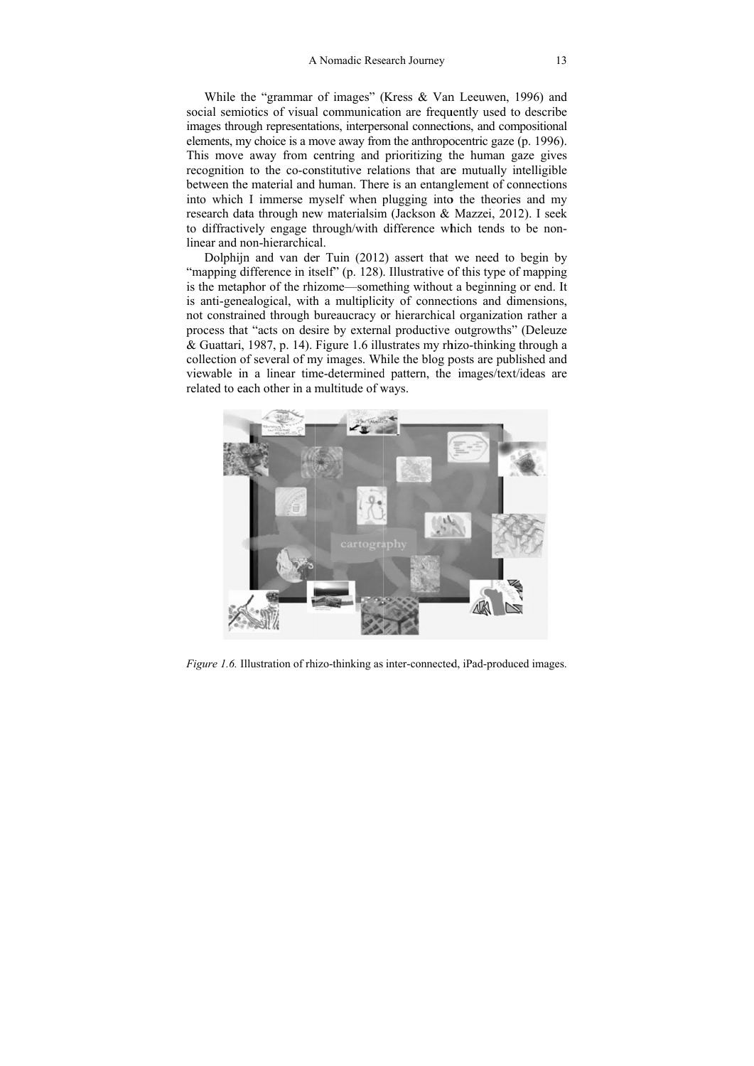While the "grammar of images" (Kress & Van Leeuwen, 1996) and social semiotics of visual communication are frequently used to describe images through representations, interpersonal connections, and compositional elements, my choice is a move away from the anthropocentric gaze (p. 1996). This move away from centring and prioritizing the human gaze gives recognition to the co-constitutive relations that are mutually intelligible between the material and human. There is an entanglement of connections into which I immerse myself when plugging into the theories and my research data through new materialsim (Jackson & Mazzei, 2012). I seek to diffractively engage through/with difference which tends to be non-linear and non-hierarchical.

Dolphijn and van der Tuin (2012) assert that we need to begin by "mapping difference in itself" (p. 128). Illustrative of this type of mapping is the metaphor of the rhizome—something without a beginning or end. It is anti-genealogical, with a multiplicity of connections and dimensions, not constrained through bureaucracy or hierarchical organization rather a process that "acts on desire by external productive outgrowths" (Deleuze & Guattari, 1987, p. 14). Figure 1.6 illustrates my rhizo-thinking through a collection of several of my images. While the blog posts are published and viewable in a linear time-determined pattern, the images/text/ideas are related to each other in a multitude of ways.

*Figure 1.6.* Illustration of rhizo-thinking as inter-connected, iPad-produced images.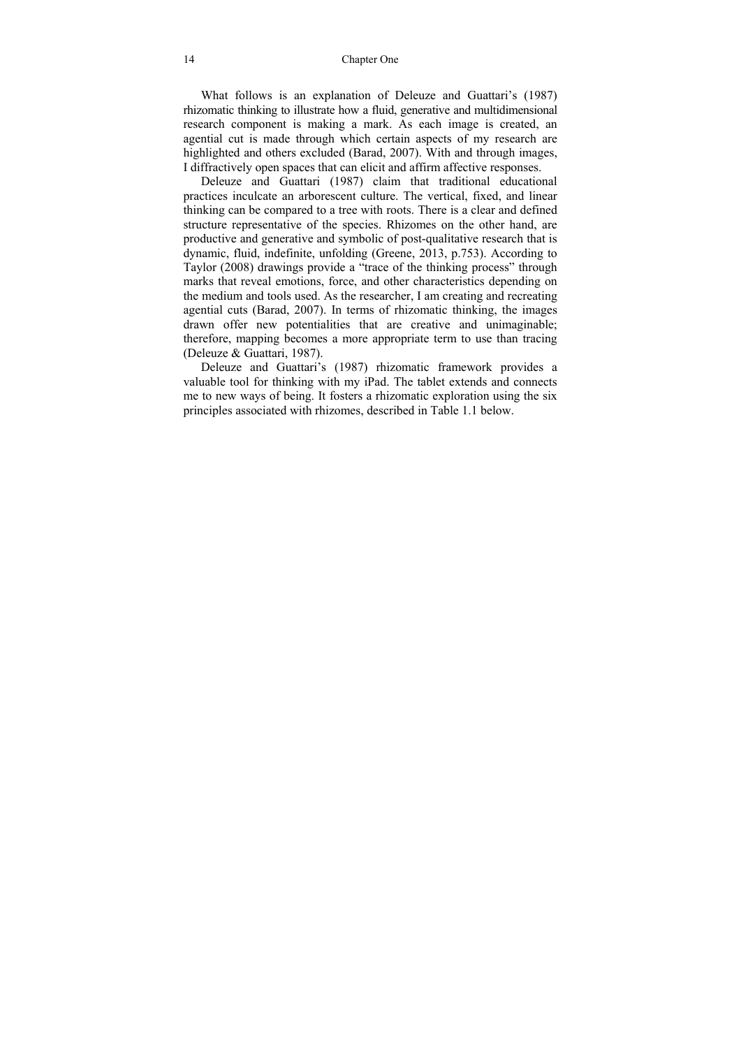What follows is an explanation of Deleuze and Guattari's (1987) rhizomatic thinking to illustrate how a fluid, generative and multidimensional research component is making a mark. As each image is created, an agential cut is made through which certain aspects of my research are highlighted and others excluded (Barad, 2007). With and through images, I diffractively open spaces that can elicit and affirm affective responses.

Deleuze and Guattari (1987) claim that traditional educational practices inculcate an arborescent culture. The vertical, fixed, and linear thinking can be compared to a tree with roots. There is a clear and defined structure representative of the species. Rhizomes on the other hand, are productive and generative and symbolic of post-qualitative research that is dynamic, fluid, indefinite, unfolding (Greene, 2013, p.753). According to Taylor (2008) drawings provide a "trace of the thinking process" through marks that reveal emotions, force, and other characteristics depending on the medium and tools used. As the researcher, I am creating and recreating agential cuts (Barad, 2007). In terms of rhizomatic thinking, the images drawn offer new potentialities that are creative and unimaginable; therefore, mapping becomes a more appropriate term to use than tracing (Deleuze & Guattari, 1987).

Deleuze and Guattari's (1987) rhizomatic framework provides a valuable tool for thinking with my iPad. The tablet extends and connects me to new ways of being. It fosters a rhizomatic exploration using the six principles associated with rhizomes, described in Table 1.1 below.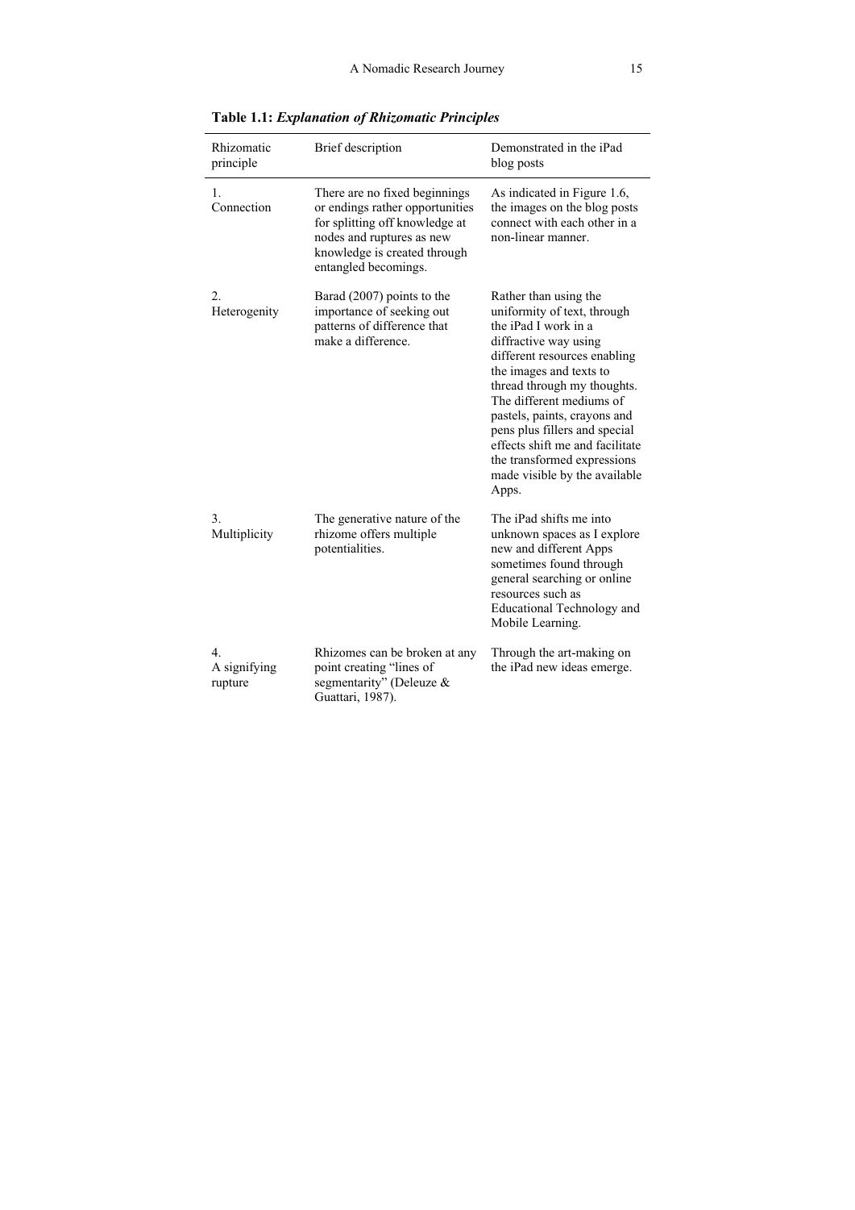**Table 1.1:** ***Explanation of Rhizomatic Principles***

| Rhizomatic principle | Brief description | Demonstrated in the iPad blog posts |
|---|---|---|
| 1. Connection | There are no fixed beginnings or endings rather opportunities for splitting off knowledge at nodes and ruptures as new knowledge is created through entangled becomings. | As indicated in Figure 1.6, the images on the blog posts connect with each other in a non-linear manner. |
| 2. Heterogenity | Barad (2007) points to the importance of seeking out patterns of difference that make a difference. | Rather than using the uniformity of text, through the iPad I work in a diffractive way using different resources enabling the images and texts to thread through my thoughts. The different mediums of pastels, paints, crayons and pens plus fillers and special effects shift me and facilitate the transformed expressions made visible by the available Apps. |
| 3. Multiplicity | The generative nature of the rhizome offers multiple potentialities. | The iPad shifts me into unknown spaces as I explore new and different Apps sometimes found through general searching or online resources such as Educational Technology and Mobile Learning. |
| 4. A signifying rupture | Rhizomes can be broken at any point creating "lines of segmentarity" (Deleuze & Guattari, 1987). | Through the art-making on the iPad new ideas emerge. |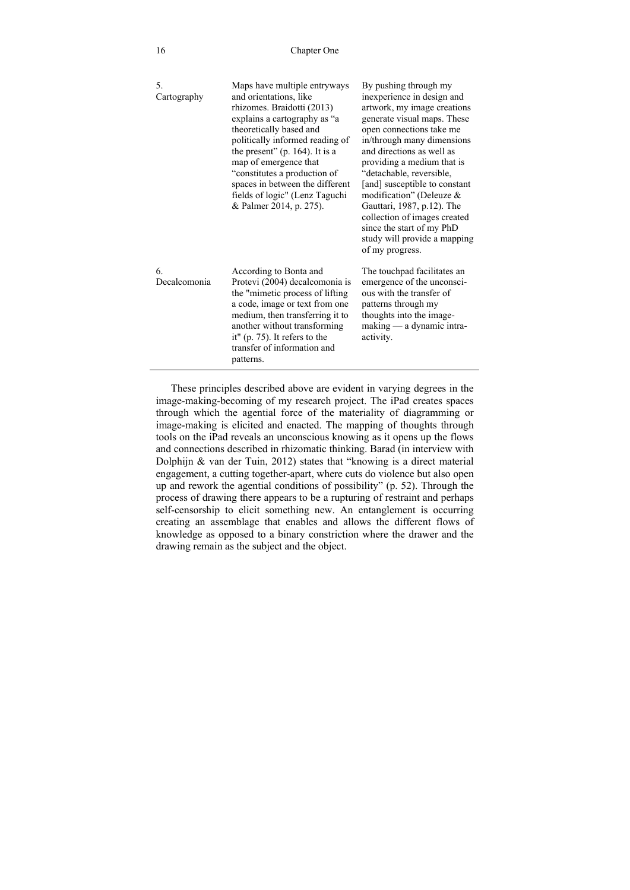| | | |
|---|---|---|
| 5. Cartography | Maps have multiple entryways and orientations, like rhizomes. Braidotti (2013) explains a cartography as "a theoretically based and politically informed reading of the present" (p. 164). It is a map of emergence that "constitutes a production of spaces in between the different fields of logic" (Lenz Taguchi & Palmer 2014, p. 275). | By pushing through my inexperience in design and artwork, my image creations generate visual maps. These open connections take me in/through many dimensions and directions as well as providing a medium that is "detachable, reversible, [and] susceptible to constant modification" (Deleuze & Gauttari, 1987, p.12). The collection of images created since the start of my PhD study will provide a mapping of my progress. |
| 6. Decalcomonia | According to Bonta and Protevi (2004) decalcomonia is the "mimetic process of lifting a code, image or text from one medium, then transferring it to another without transforming it" (p. 75). It refers to the transfer of information and patterns. | The touchpad facilitates an emergence of the unconscious with the transfer of patterns through my thoughts into the image-making — a dynamic intra-activity. |

These principles described above are evident in varying degrees in the image-making-becoming of my research project. The iPad creates spaces through which the agential force of the materiality of diagramming or image-making is elicited and enacted. The mapping of thoughts through tools on the iPad reveals an unconscious knowing as it opens up the flows and connections described in rhizomatic thinking. Barad (in interview with Dolphijn & van der Tuin, 2012) states that "knowing is a direct material engagement, a cutting together-apart, where cuts do violence but also open up and rework the agential conditions of possibility" (p. 52). Through the process of drawing there appears to be a rupturing of restraint and perhaps self-censorship to elicit something new. An entanglement is occurring creating an assemblage that enables and allows the different flows of knowledge as opposed to a binary constriction where the drawer and the drawing remain as the subject and the object.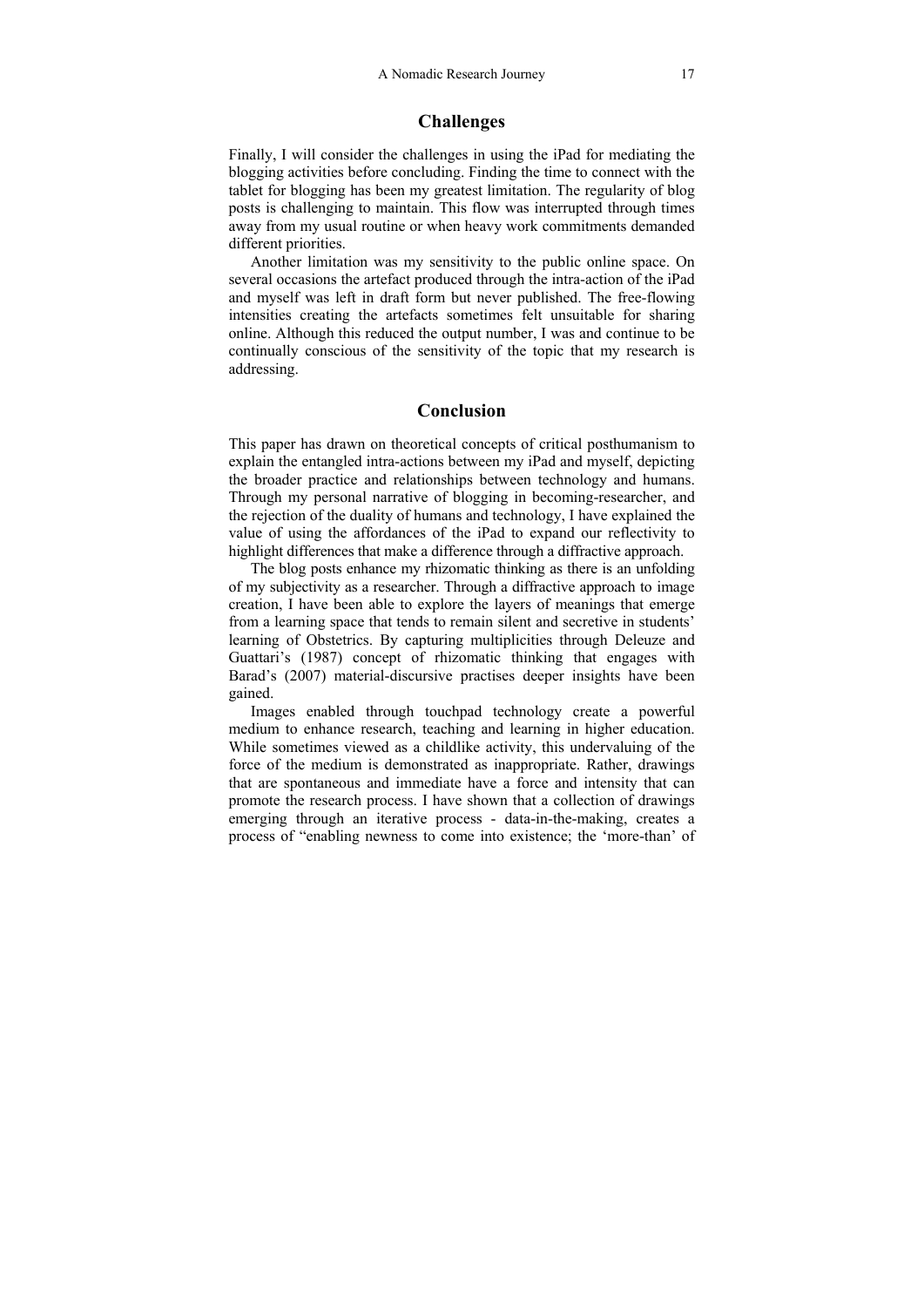## Challenges

Finally, I will consider the challenges in using the iPad for mediating the blogging activities before concluding. Finding the time to connect with the tablet for blogging has been my greatest limitation. The regularity of blog posts is challenging to maintain. This flow was interrupted through times away from my usual routine or when heavy work commitments demanded different priorities.

Another limitation was my sensitivity to the public online space. On several occasions the artefact produced through the intra-action of the iPad and myself was left in draft form but never published. The free-flowing intensities creating the artefacts sometimes felt unsuitable for sharing online. Although this reduced the output number, I was and continue to be continually conscious of the sensitivity of the topic that my research is addressing.

## Conclusion

This paper has drawn on theoretical concepts of critical posthumanism to explain the entangled intra-actions between my iPad and myself, depicting the broader practice and relationships between technology and humans. Through my personal narrative of blogging in becoming-researcher, and the rejection of the duality of humans and technology, I have explained the value of using the affordances of the iPad to expand our reflectivity to highlight differences that make a difference through a diffractive approach.

The blog posts enhance my rhizomatic thinking as there is an unfolding of my subjectivity as a researcher. Through a diffractive approach to image creation, I have been able to explore the layers of meanings that emerge from a learning space that tends to remain silent and secretive in students' learning of Obstetrics. By capturing multiplicities through Deleuze and Guattari's (1987) concept of rhizomatic thinking that engages with Barad's (2007) material-discursive practises deeper insights have been gained.

Images enabled through touchpad technology create a powerful medium to enhance research, teaching and learning in higher education. While sometimes viewed as a childlike activity, this undervaluing of the force of the medium is demonstrated as inappropriate. Rather, drawings that are spontaneous and immediate have a force and intensity that can promote the research process. I have shown that a collection of drawings emerging through an iterative process - data-in-the-making, creates a process of "enabling newness to come into existence; the 'more-than' of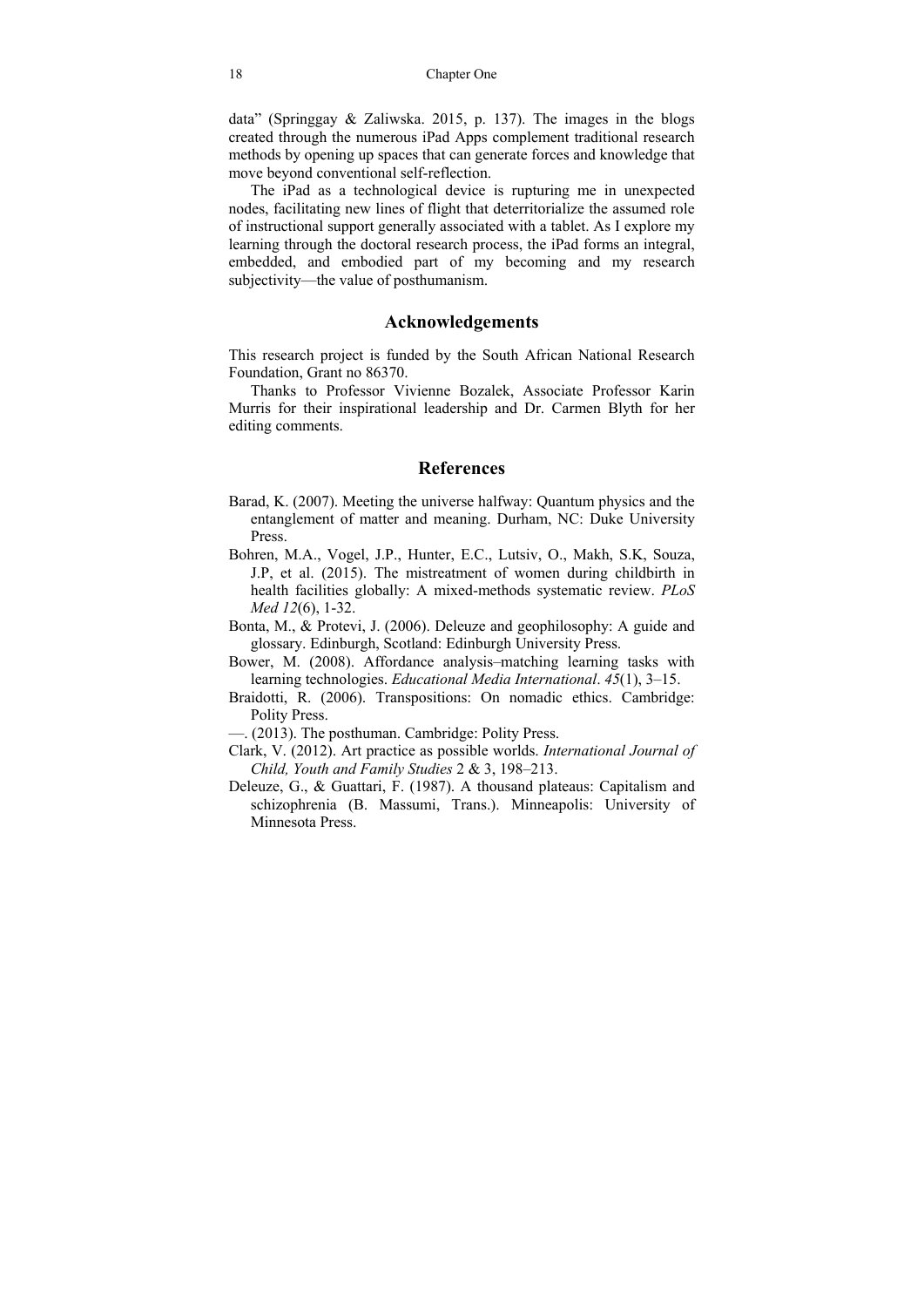data" (Springgay & Zaliwska. 2015, p. 137). The images in the blogs created through the numerous iPad Apps complement traditional research methods by opening up spaces that can generate forces and knowledge that move beyond conventional self-reflection.

The iPad as a technological device is rupturing me in unexpected nodes, facilitating new lines of flight that deterritorialize the assumed role of instructional support generally associated with a tablet. As I explore my learning through the doctoral research process, the iPad forms an integral, embedded, and embodied part of my becoming and my research subjectivity—the value of posthumanism.

## Acknowledgements

This research project is funded by the South African National Research Foundation, Grant no 86370.

Thanks to Professor Vivienne Bozalek, Associate Professor Karin Murris for their inspirational leadership and Dr. Carmen Blyth for her editing comments.

## References

Barad, K. (2007). Meeting the universe halfway: Quantum physics and the entanglement of matter and meaning. Durham, NC: Duke University Press.

Bohren, M.A., Vogel, J.P., Hunter, E.C., Lutsiv, O., Makh, S.K, Souza, J.P, et al. (2015). The mistreatment of women during childbirth in health facilities globally: A mixed-methods systematic review. *PLoS Med 12*(6), 1-32.

Bonta, M., & Protevi, J. (2006). Deleuze and geophilosophy: A guide and glossary. Edinburgh, Scotland: Edinburgh University Press.

Bower, M. (2008). Affordance analysis–matching learning tasks with learning technologies. *Educational Media International*. *45*(1), 3–15.

Braidotti, R. (2006). Transpositions: On nomadic ethics. Cambridge: Polity Press.

—. (2013). The posthuman. Cambridge: Polity Press.

Clark, V. (2012). Art practice as possible worlds. *International Journal of Child, Youth and Family Studies* 2 & 3, 198–213.

Deleuze, G., & Guattari, F. (1987). A thousand plateaus: Capitalism and schizophrenia (B. Massumi, Trans.). Minneapolis: University of Minnesota Press.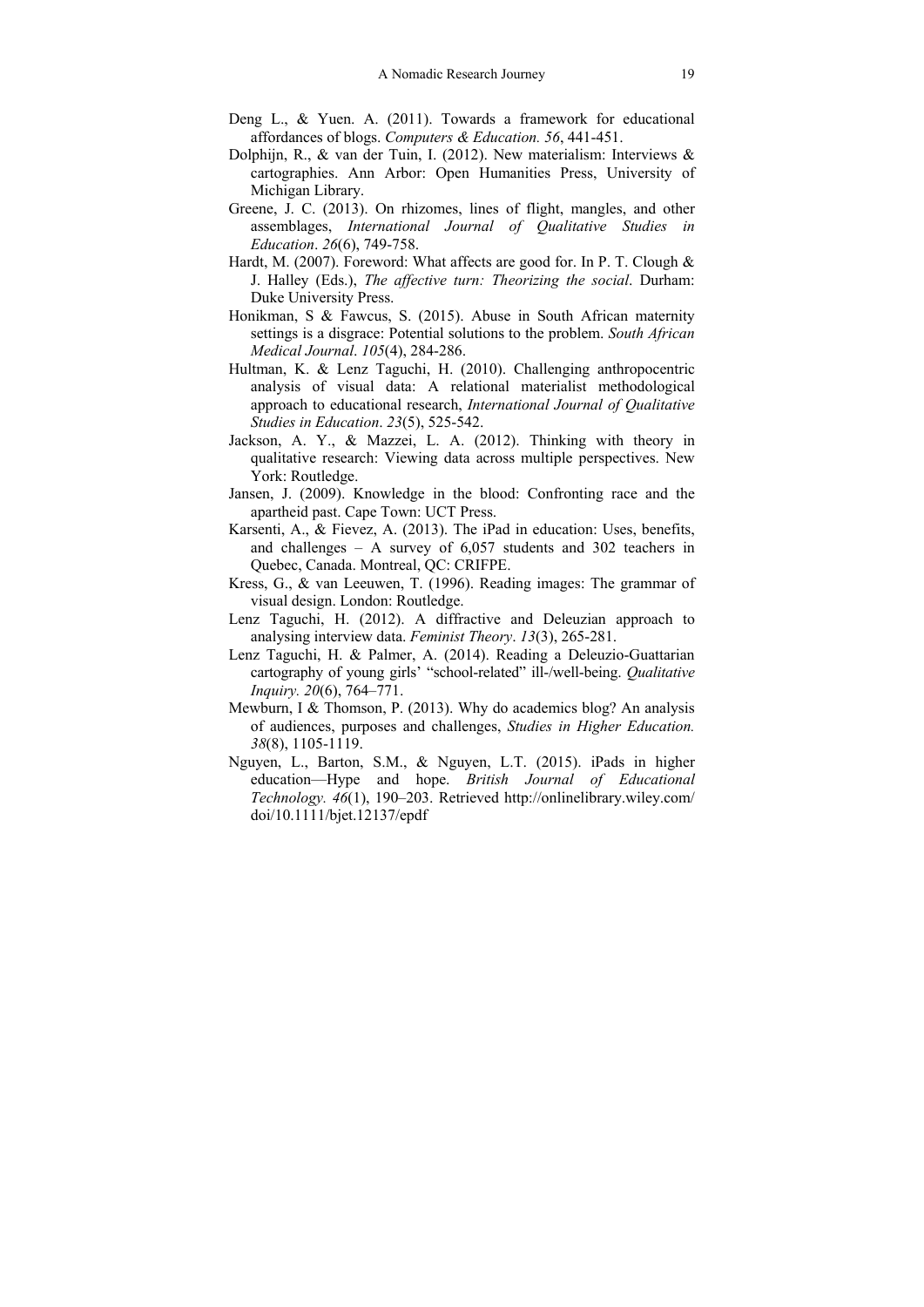Deng L., & Yuen. A. (2011). Towards a framework for educational affordances of blogs. *Computers & Education. 56*, 441-451.

Dolphijn, R., & van der Tuin, I. (2012). New materialism: Interviews & cartographies. Ann Arbor: Open Humanities Press, University of Michigan Library.

Greene, J. C. (2013). On rhizomes, lines of flight, mangles, and other assemblages, *International Journal of Qualitative Studies in Education*. *26*(6), 749-758.

Hardt, M. (2007). Foreword: What affects are good for. In P. T. Clough & J. Halley (Eds.), *The affective turn: Theorizing the social*. Durham: Duke University Press.

Honikman, S & Fawcus, S. (2015). Abuse in South African maternity settings is a disgrace: Potential solutions to the problem. *South African Medical Journal*. *105*(4), 284-286.

Hultman, K. & Lenz Taguchi, H. (2010). Challenging anthropocentric analysis of visual data: A relational materialist methodological approach to educational research, *International Journal of Qualitative Studies in Education*. *23*(5), 525-542.

Jackson, A. Y., & Mazzei, L. A. (2012). Thinking with theory in qualitative research: Viewing data across multiple perspectives. New York: Routledge.

Jansen, J. (2009). Knowledge in the blood: Confronting race and the apartheid past. Cape Town: UCT Press.

Karsenti, A., & Fievez, A. (2013). The iPad in education: Uses, benefits, and challenges – A survey of 6,057 students and 302 teachers in Quebec, Canada. Montreal, QC: CRIFPE.

Kress, G., & van Leeuwen, T. (1996). Reading images: The grammar of visual design. London: Routledge.

Lenz Taguchi, H. (2012). A diffractive and Deleuzian approach to analysing interview data. *Feminist Theory*. *13*(3), 265-281.

Lenz Taguchi, H. & Palmer, A. (2014). Reading a Deleuzio-Guattarian cartography of young girls' "school-related" ill-/well-being. *Qualitative Inquiry. 20*(6), 764–771.

Mewburn, I & Thomson, P. (2013). Why do academics blog? An analysis of audiences, purposes and challenges, *Studies in Higher Education. 38*(8), 1105-1119.

Nguyen, L., Barton, S.M., & Nguyen, L.T. (2015). iPads in higher education—Hype and hope. *British Journal of Educational Technology. 46*(1), 190–203. Retrieved http://onlinelibrary.wiley.com/doi/10.1111/bjet.12137/epdf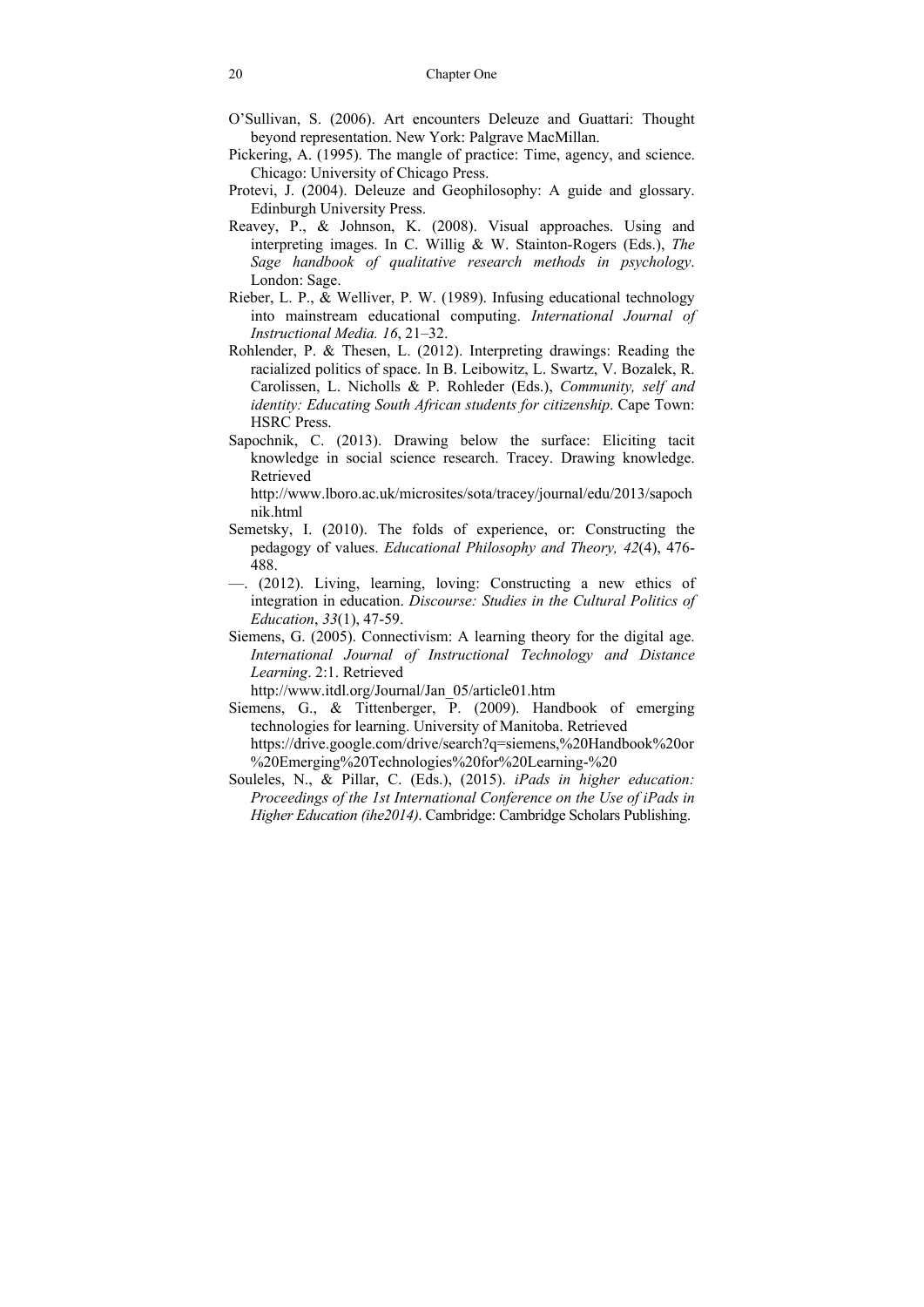O'Sullivan, S. (2006). Art encounters Deleuze and Guattari: Thought beyond representation. New York: Palgrave MacMillan.

Pickering, A. (1995). The mangle of practice: Time, agency, and science. Chicago: University of Chicago Press.

Protevi, J. (2004). Deleuze and Geophilosophy: A guide and glossary. Edinburgh University Press.

Reavey, P., & Johnson, K. (2008). Visual approaches. Using and interpreting images. In C. Willig & W. Stainton-Rogers (Eds.), *The Sage handbook of qualitative research methods in psychology*. London: Sage.

Rieber, L. P., & Welliver, P. W. (1989). Infusing educational technology into mainstream educational computing. *International Journal of Instructional Media. 16*, 21–32.

Rohlender, P. & Thesen, L. (2012). Interpreting drawings: Reading the racialized politics of space. In B. Leibowitz, L. Swartz, V. Bozalek, R. Carolissen, L. Nicholls & P. Rohleder (Eds.), *Community, self and identity: Educating South African students for citizenship*. Cape Town: HSRC Press.

Sapochnik, C. (2013). Drawing below the surface: Eliciting tacit knowledge in social science research. Tracey. Drawing knowledge. Retrieved http://www.lboro.ac.uk/microsites/sota/tracey/journal/edu/2013/sapochnik.html

Semetsky, I. (2010). The folds of experience, or: Constructing the pedagogy of values. *Educational Philosophy and Theory, 42*(4), 476-488.

—. (2012). Living, learning, loving: Constructing a new ethics of integration in education. *Discourse: Studies in the Cultural Politics of Education*, *33*(1), 47-59.

Siemens, G. (2005). Connectivism: A learning theory for the digital age. *International Journal of Instructional Technology and Distance Learning*. 2:1. Retrieved http://www.itdl.org/Journal/Jan_05/article01.htm

Siemens, G., & Tittenberger, P. (2009). Handbook of emerging technologies for learning. University of Manitoba. Retrieved https://drive.google.com/drive/search?q=siemens,%20Handbook%20or%20Emerging%20Technologies%20for%20Learning-%20

Souleles, N., & Pillar, C. (Eds.), (2015). *iPads in higher education: Proceedings of the 1st International Conference on the Use of iPads in Higher Education (ihe2014)*. Cambridge: Cambridge Scholars Publishing.